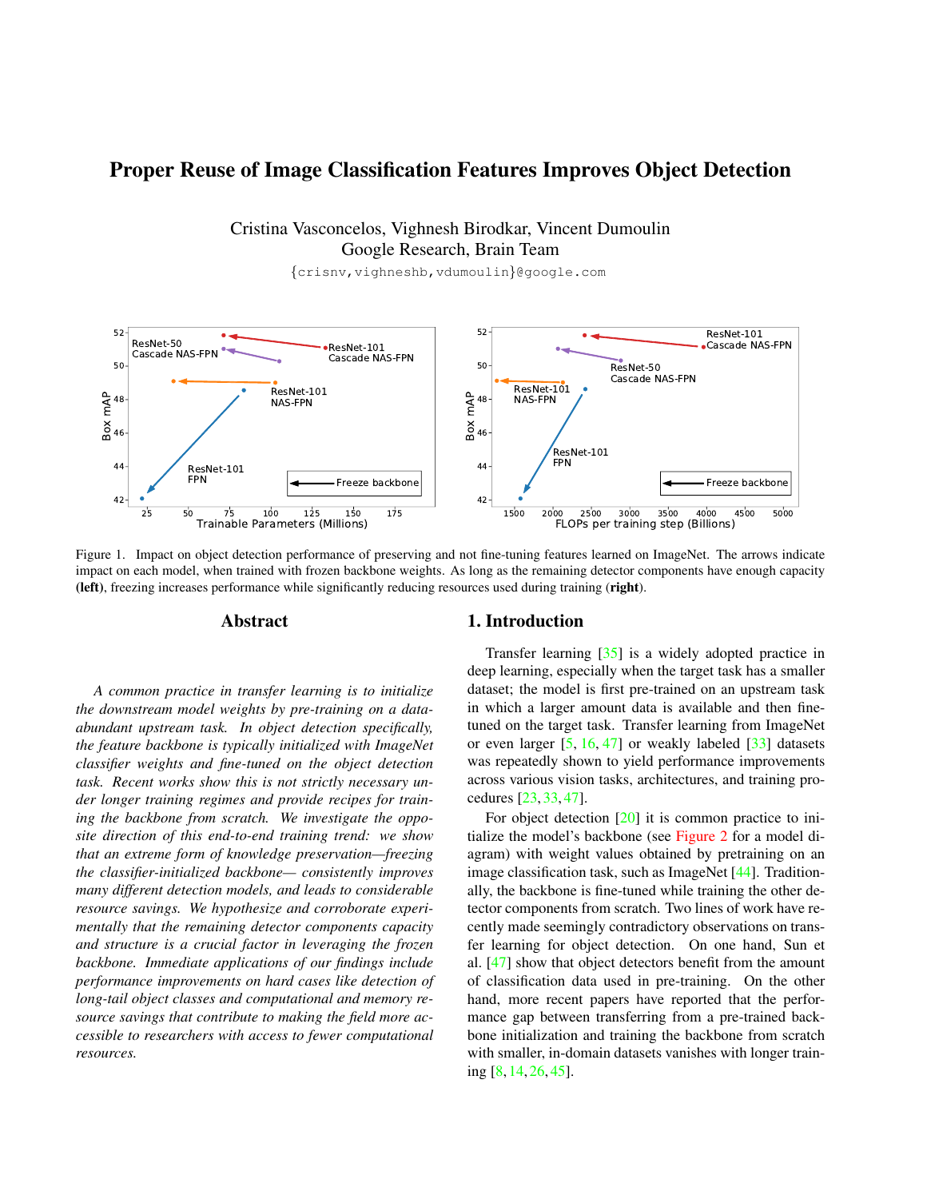# Proper Reuse of Image Classification Features Improves Object Detection

Cristina Vasconcelos, Vighnesh Birodkar, Vincent Dumoulin
Google Research, Brain Team
{crisnv,vighneshb,vdumoulin}@google.com

Figure 1. Impact on object detection performance of preserving and not fine-tuning features learned on ImageNet. The arrows indicate impact on each model, when trained with frozen backbone weights. As long as the remaining detector components have enough capacity **(left)**, freezing increases performance while significantly reducing resources used during training (**right**).

## Abstract

*A common practice in transfer learning is to initialize the downstream model weights by pre-training on a data-abundant upstream task. In object detection specifically, the feature backbone is typically initialized with ImageNet classifier weights and fine-tuned on the object detection task. Recent works show this is not strictly necessary under longer training regimes and provide recipes for training the backbone from scratch. We investigate the opposite direction of this end-to-end training trend: we show that an extreme form of knowledge preservation—freezing the classifier-initialized backbone— consistently improves many different detection models, and leads to considerable resource savings. We hypothesize and corroborate experimentally that the remaining detector components capacity and structure is a crucial factor in leveraging the frozen backbone. Immediate applications of our findings include performance improvements on hard cases like detection of long-tail object classes and computational and memory resource savings that contribute to making the field more accessible to researchers with access to fewer computational resources.*

## 1. Introduction

Transfer learning [35] is a widely adopted practice in deep learning, especially when the target task has a smaller dataset; the model is first pre-trained on an upstream task in which a larger amount data is available and then fine-tuned on the target task. Transfer learning from ImageNet or even larger [5, 16, 47] or weakly labeled [33] datasets was repeatedly shown to yield performance improvements across various vision tasks, architectures, and training procedures [23, 33, 47].

For object detection [20] it is common practice to initialize the model's backbone (see Figure 2 for a model diagram) with weight values obtained by pretraining on an image classification task, such as ImageNet [44]. Traditionally, the backbone is fine-tuned while training the other detector components from scratch. Two lines of work have recently made seemingly contradictory observations on transfer learning for object detection. On one hand, Sun et al. [47] show that object detectors benefit from the amount of classification data used in pre-training. On the other hand, more recent papers have reported that the performance gap between transferring from a pre-trained backbone initialization and training the backbone from scratch with smaller, in-domain datasets vanishes with longer training [8, 14, 26, 45].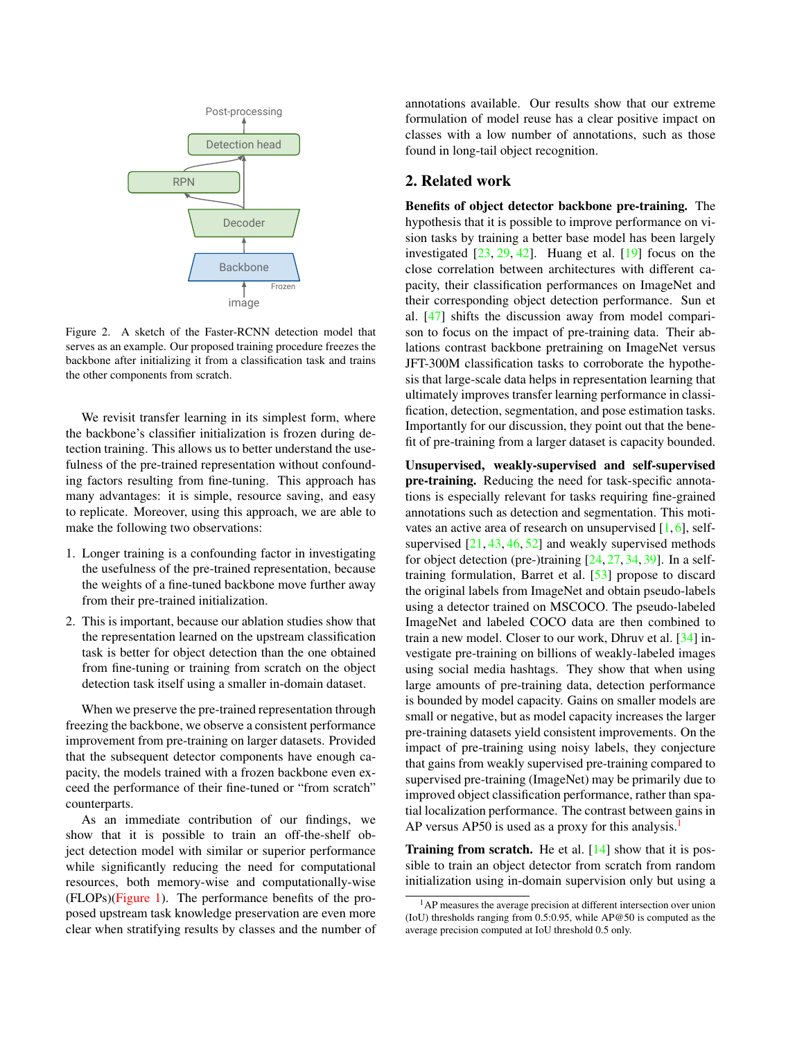Figure 2. A sketch of the Faster-RCNN detection model that serves as an example. Our proposed training procedure freezes the backbone after initializing it from a classification task and trains the other components from scratch.

We revisit transfer learning in its simplest form, where the backbone's classifier initialization is frozen during detection training. This allows us to better understand the usefulness of the pre-trained representation without confounding factors resulting from fine-tuning. This approach has many advantages: it is simple, resource saving, and easy to replicate. Moreover, using this approach, we are able to make the following two observations:

1. Longer training is a confounding factor in investigating the usefulness of the pre-trained representation, because the weights of a fine-tuned backbone move further away from their pre-trained initialization.
2. This is important, because our ablation studies show that the representation learned on the upstream classification task is better for object detection than the one obtained from fine-tuning or training from scratch on the object detection task itself using a smaller in-domain dataset.

When we preserve the pre-trained representation through freezing the backbone, we observe a consistent performance improvement from pre-training on larger datasets. Provided that the subsequent detector components have enough capacity, the models trained with a frozen backbone even exceed the performance of their fine-tuned or "from scratch" counterparts.

As an immediate contribution of our findings, we show that it is possible to train an off-the-shelf object detection model with similar or superior performance while significantly reducing the need for computational resources, both memory-wise and computationally-wise (FLOPs)(Figure 1). The performance benefits of the proposed upstream task knowledge preservation are even more clear when stratifying results by classes and the number of annotations available. Our results show that our extreme formulation of model reuse has a clear positive impact on classes with a low number of annotations, such as those found in long-tail object recognition.

## 2. Related work

**Benefits of object detector backbone pre-training.** The hypothesis that it is possible to improve performance on vision tasks by training a better base model has been largely investigated [23, 29, 42]. Huang et al. [19] focus on the close correlation between architectures with different capacity, their classification performances on ImageNet and their corresponding object detection performance. Sun et al. [47] shifts the discussion away from model comparison to focus on the impact of pre-training data. Their ablations contrast backbone pretraining on ImageNet versus JFT-300M classification tasks to corroborate the hypothesis that large-scale data helps in representation learning that ultimately improves transfer learning performance in classification, detection, segmentation, and pose estimation tasks. Importantly for our discussion, they point out that the benefit of pre-training from a larger dataset is capacity bounded.

**Unsupervised, weakly-supervised and self-supervised pre-training.** Reducing the need for task-specific annotations is especially relevant for tasks requiring fine-grained annotations such as detection and segmentation. This motivates an active area of research on unsupervised [1, 6], self-supervised [21, 43, 46, 52] and weakly supervised methods for object detection (pre-)training [24, 27, 34, 39]. In a self-training formulation, Barret et al. [53] propose to discard the original labels from ImageNet and obtain pseudo-labels using a detector trained on MSCOCO. The pseudo-labeled ImageNet and labeled COCO data are then combined to train a new model. Closer to our work, Dhruv et al. [34] investigate pre-training on billions of weakly-labeled images using social media hashtags. They show that when using large amounts of pre-training data, detection performance is bounded by model capacity. Gains on smaller models are small or negative, but as model capacity increases the larger pre-training datasets yield consistent improvements. On the impact of pre-training using noisy labels, they conjecture that gains from weakly supervised pre-training compared to supervised pre-training (ImageNet) may be primarily due to improved object classification performance, rather than spatial localization performance. The contrast between gains in AP versus AP50 is used as a proxy for this analysis.[1]

**Training from scratch.** He et al. [14] show that it is possible to train an object detector from scratch from random initialization using in-domain supervision only but using a

[1] AP measures the average precision at different intersection over union (IoU) thresholds ranging from 0.5:0.95, while AP@50 is computed as the average precision computed at IoU threshold 0.5 only.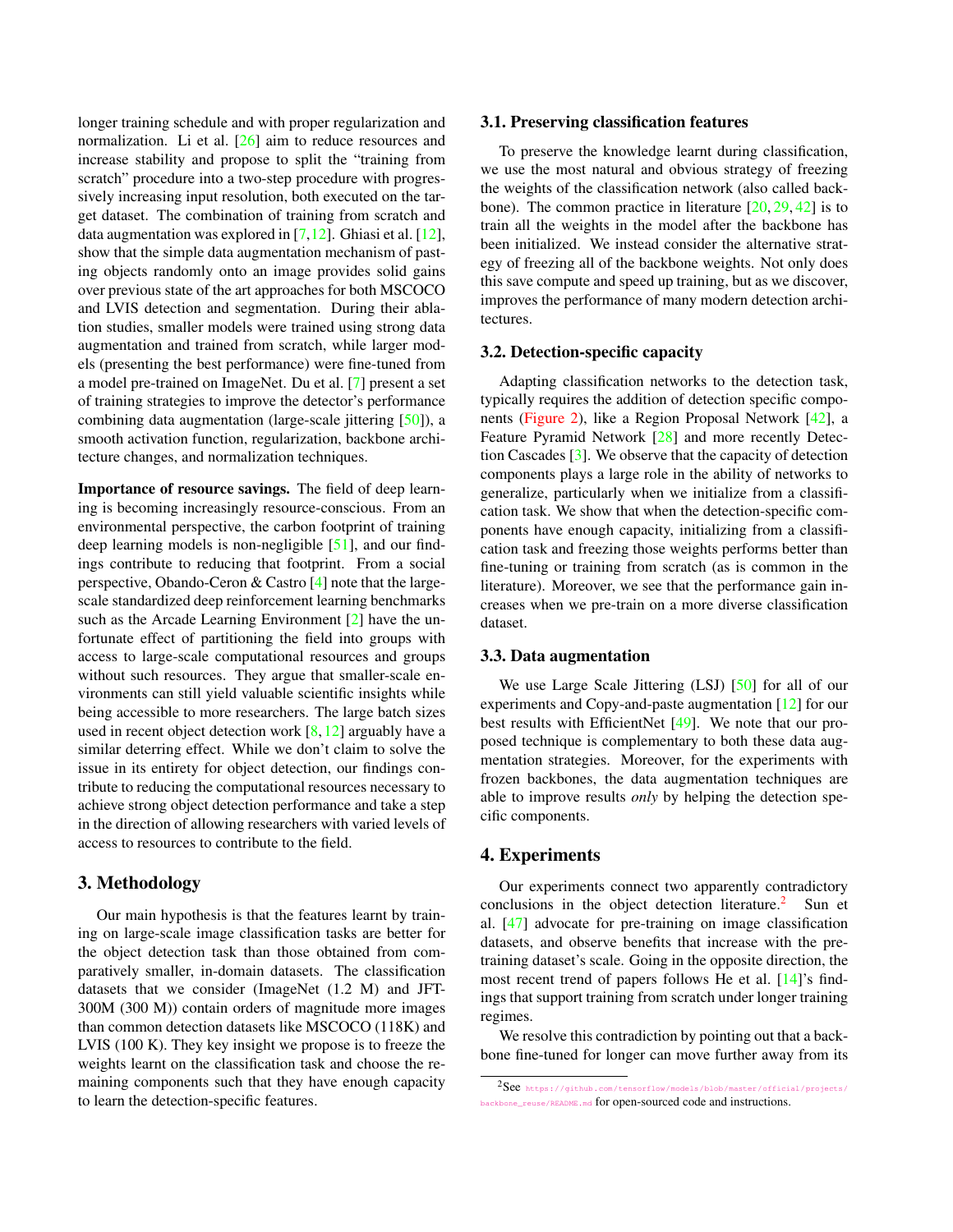longer training schedule and with proper regularization and normalization. Li et al. [26] aim to reduce resources and increase stability and propose to split the "training from scratch" procedure into a two-step procedure with progressively increasing input resolution, both executed on the target dataset. The combination of training from scratch and data augmentation was explored in [7,12]. Ghiasi et al. [12], show that the simple data augmentation mechanism of pasting objects randomly onto an image provides solid gains over previous state of the art approaches for both MSCOCO and LVIS detection and segmentation. During their ablation studies, smaller models were trained using strong data augmentation and trained from scratch, while larger models (presenting the best performance) were fine-tuned from a model pre-trained on ImageNet. Du et al. [7] present a set of training strategies to improve the detector's performance combining data augmentation (large-scale jittering [50]), a smooth activation function, regularization, backbone architecture changes, and normalization techniques.

**Importance of resource savings.** The field of deep learning is becoming increasingly resource-conscious. From an environmental perspective, the carbon footprint of training deep learning models is non-negligible [51], and our findings contribute to reducing that footprint. From a social perspective, Obando-Ceron & Castro [4] note that the large-scale standardized deep reinforcement learning benchmarks such as the Arcade Learning Environment [2] have the unfortunate effect of partitioning the field into groups with access to large-scale computational resources and groups without such resources. They argue that smaller-scale environments can still yield valuable scientific insights while being accessible to more researchers. The large batch sizes used in recent object detection work [8,12] arguably have a similar deterring effect. While we don't claim to solve the issue in its entirety for object detection, our findings contribute to reducing the computational resources necessary to achieve strong object detection performance and take a step in the direction of allowing researchers with varied levels of access to resources to contribute to the field.

# 3. Methodology

Our main hypothesis is that the features learnt by training on large-scale image classification tasks are better for the object detection task than those obtained from comparatively smaller, in-domain datasets. The classification datasets that we consider (ImageNet (1.2 M) and JFT-300M (300 M)) contain orders of magnitude more images than common detection datasets like MSCOCO (118K) and LVIS (100 K). They key insight we propose is to freeze the weights learnt on the classification task and choose the remaining components such that they have enough capacity to learn the detection-specific features.

## 3.1. Preserving classification features

To preserve the knowledge learnt during classification, we use the most natural and obvious strategy of freezing the weights of the classification network (also called backbone). The common practice in literature [20, 29, 42] is to train all the weights in the model after the backbone has been initialized. We instead consider the alternative strategy of freezing all of the backbone weights. Not only does this save compute and speed up training, but as we discover, improves the performance of many modern detection architectures.

## 3.2. Detection-specific capacity

Adapting classification networks to the detection task, typically requires the addition of detection specific components (Figure 2), like a Region Proposal Network [42], a Feature Pyramid Network [28] and more recently Detection Cascades [3]. We observe that the capacity of detection components plays a large role in the ability of networks to generalize, particularly when we initialize from a classification task. We show that when the detection-specific components have enough capacity, initializing from a classification task and freezing those weights performs better than fine-tuning or training from scratch (as is common in the literature). Moreover, we see that the performance gain increases when we pre-train on a more diverse classification dataset.

## 3.3. Data augmentation

We use Large Scale Jittering (LSJ) [50] for all of our experiments and Copy-and-paste augmentation [12] for our best results with EfficientNet [49]. We note that our proposed technique is complementary to both these data augmentation strategies. Moreover, for the experiments with frozen backbones, the data augmentation techniques are able to improve results *only* by helping the detection specific components.

# 4. Experiments

Our experiments connect two apparently contradictory conclusions in the object detection literature.[2] Sun et al. [47] advocate for pre-training on image classification datasets, and observe benefits that increase with the pre-training dataset's scale. Going in the opposite direction, the most recent trend of papers follows He et al. [14]'s findings that support training from scratch under longer training regimes.

We resolve this contradiction by pointing out that a backbone fine-tuned for longer can move further away from its

[2] See https://github.com/tensorflow/models/blob/master/official/projects/backbone_reuse/README.md for open-sourced code and instructions.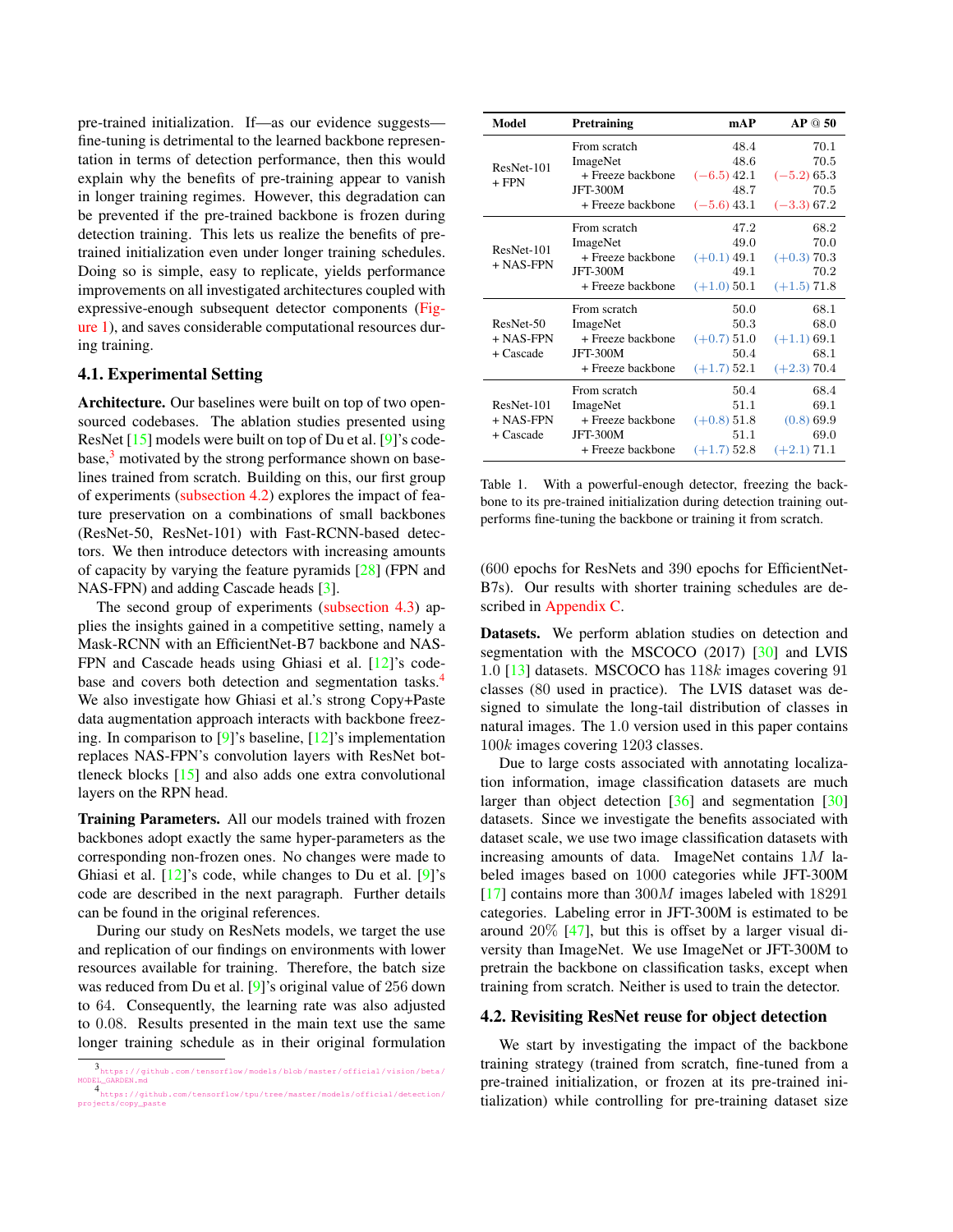pre-trained initialization. If—as our evidence suggests—fine-tuning is detrimental to the learned backbone representation in terms of detection performance, then this would explain why the benefits of pre-training appear to vanish in longer training regimes. However, this degradation can be prevented if the pre-trained backbone is frozen during detection training. This lets us realize the benefits of pre-trained initialization even under longer training schedules. Doing so is simple, easy to replicate, yields performance improvements on all investigated architectures coupled with expressive-enough subsequent detector components (Figure 1), and saves considerable computational resources during training.

## 4.1. Experimental Setting

**Architecture.** Our baselines were built on top of two open-sourced codebases. The ablation studies presented using ResNet [15] models were built on top of Du et al. [9]'s codebase,[3] motivated by the strong performance shown on baselines trained from scratch. Building on this, our first group of experiments (subsection 4.2) explores the impact of feature preservation on a combinations of small backbones (ResNet-50, ResNet-101) with Fast-RCNN-based detectors. We then introduce detectors with increasing amounts of capacity by varying the feature pyramids [28] (FPN and NAS-FPN) and adding Cascade heads [3].

The second group of experiments (subsection 4.3) applies the insights gained in a competitive setting, namely a Mask-RCNN with an EfficientNet-B7 backbone and NAS-FPN and Cascade heads using Ghiasi et al. [12]'s codebase and covers both detection and segmentation tasks.[4] We also investigate how Ghiasi et al.'s strong Copy+Paste data augmentation approach interacts with backbone freezing. In comparison to [9]'s baseline, [12]'s implementation replaces NAS-FPN's convolution layers with ResNet bottleneck blocks [15] and also adds one extra convolutional layers on the RPN head.

**Training Parameters.** All our models trained with frozen backbones adopt exactly the same hyper-parameters as the corresponding non-frozen ones. No changes were made to Ghiasi et al. [12]'s code, while changes to Du et al. [9]'s code are described in the next paragraph. Further details can be found in the original references.

During our study on ResNets models, we target the use and replication of our findings on environments with lower resources available for training. Therefore, the batch size was reduced from Du et al. [9]'s original value of 256 down to 64. Consequently, the learning rate was also adjusted to 0.08. Results presented in the main text use the same longer training schedule as in their original formulation (600 epochs for ResNets and 390 epochs for EfficientNet-B7s). Our results with shorter training schedules are described in Appendix C.

[3] https://github.com/tensorflow/models/blob/master/official/vision/beta/MODEL_GARDEN.md

[4] https://github.com/tensorflow/tpu/tree/master/models/official/detection/projects/copy_paste

| Model | Pretraining | mAP | AP @ 50 |
|---|---|---|---|
| ResNet-101 + FPN | From scratch | 48.4 | 70.1 |
| | ImageNet | 48.6 | 70.5 |
| | + Freeze backbone | (−6.5) 42.1 | (−5.2) 65.3 |
| | JFT-300M | 48.7 | 70.5 |
| | + Freeze backbone | (−5.6) 43.1 | (−3.3) 67.2 |
| ResNet-101 + NAS-FPN | From scratch | 47.2 | 68.2 |
| | ImageNet | 49.0 | 70.0 |
| | + Freeze backbone | (+0.1) 49.1 | (+0.3) 70.3 |
| | JFT-300M | 49.1 | 70.2 |
| | + Freeze backbone | (+1.0) 50.1 | (+1.5) 71.8 |
| ResNet-50 + NAS-FPN + Cascade | From scratch | 50.0 | 68.1 |
| | ImageNet | 50.3 | 68.0 |
| | + Freeze backbone | (+0.7) 51.0 | (+1.1) 69.1 |
| | JFT-300M | 50.4 | 68.1 |
| | + Freeze backbone | (+1.7) 52.1 | (+2.3) 70.4 |
| ResNet-101 + NAS-FPN + Cascade | From scratch | 50.4 | 68.4 |
| | ImageNet | 51.1 | 69.1 |
| | + Freeze backbone | (+0.8) 51.8 | (0.8) 69.9 |
| | JFT-300M | 51.1 | 69.0 |
| | + Freeze backbone | (+1.7) 52.8 | (+2.1) 71.1 |

Table 1. With a powerful-enough detector, freezing the backbone to its pre-trained initialization during detection training outperforms fine-tuning the backbone or training it from scratch.

**Datasets.** We perform ablation studies on detection and segmentation with the MSCOCO (2017) [30] and LVIS 1.0 [13] datasets. MSCOCO has $118k$ images covering 91 classes (80 used in practice). The LVIS dataset was designed to simulate the long-tail distribution of classes in natural images. The 1.0 version used in this paper contains $100k$ images covering 1203 classes.

Due to large costs associated with annotating localization information, image classification datasets are much larger than object detection [36] and segmentation [30] datasets. Since we investigate the benefits associated with dataset scale, we use two image classification datasets with increasing amounts of data. ImageNet contains $1M$ labeled images based on 1000 categories while JFT-300M [17] contains more than $300M$ images labeled with 18291 categories. Labeling error in JFT-300M is estimated to be around 20% [47], but this is offset by a larger visual diversity than ImageNet. We use ImageNet or JFT-300M to pretrain the backbone on classification tasks, except when training from scratch. Neither is used to train the detector.

## 4.2. Revisiting ResNet reuse for object detection

We start by investigating the impact of the backbone training strategy (trained from scratch, fine-tuned from a pre-trained initialization, or frozen at its pre-trained initialization) while controlling for pre-training dataset size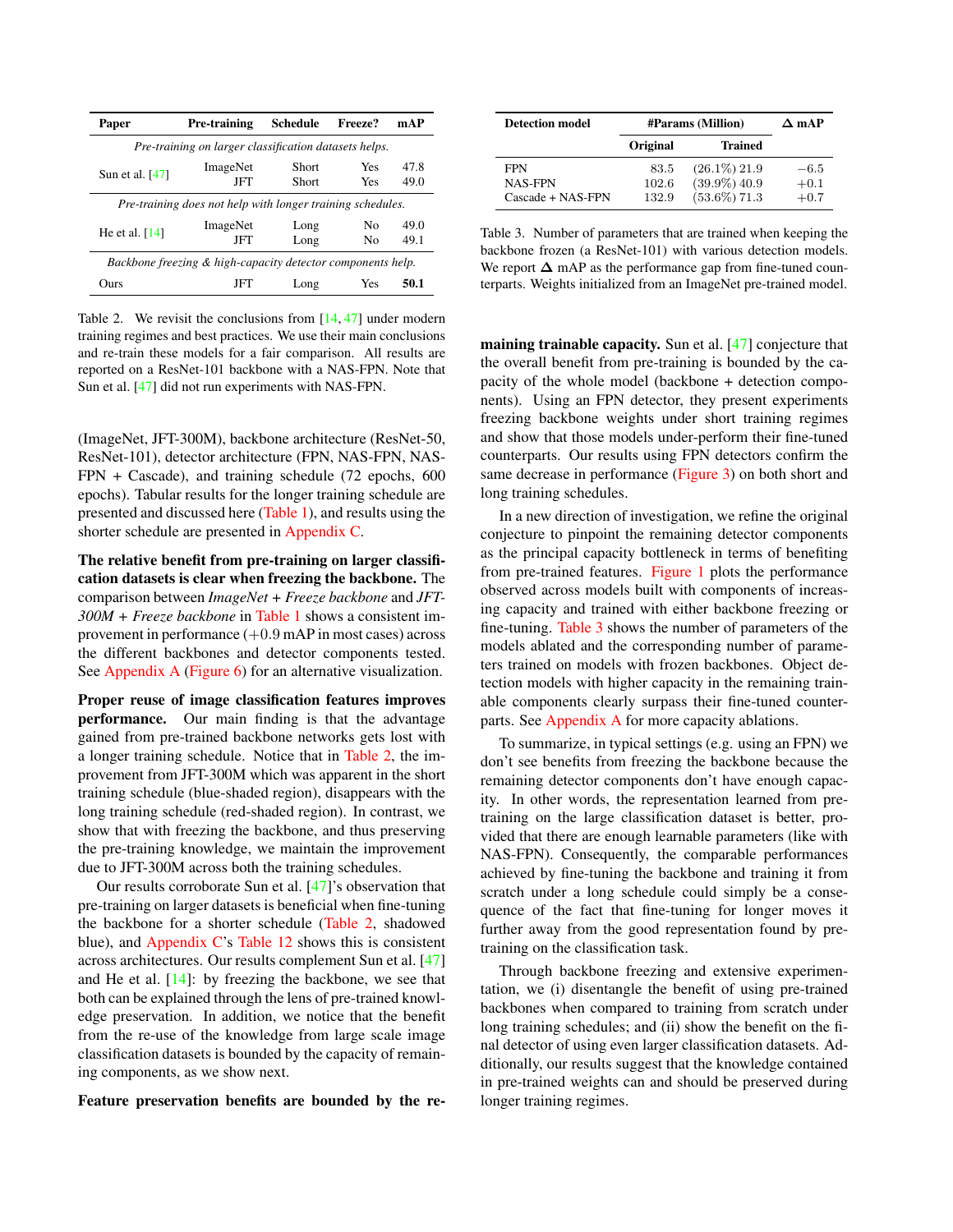| Paper | Pre-training | Schedule | Freeze? | mAP |
|---|---|---|---|---|
| *Pre-training on larger classification datasets helps.* | | | | |
| Sun et al. [47] | ImageNet | Short | Yes | 47.8 |
| | JFT | Short | Yes | 49.0 |
| *Pre-training does not help with longer training schedules.* | | | | |
| He et al. [14] | ImageNet | Long | No | 49.0 |
| | JFT | Long | No | 49.1 |
| *Backbone freezing & high-capacity detector components help.* | | | | |
| Ours | JFT | Long | Yes | **50.1** |

Table 2. We revisit the conclusions from [14, 47] under modern training regimes and best practices. We use their main conclusions and re-train these models for a fair comparison. All results are reported on a ResNet-101 backbone with a NAS-FPN. Note that Sun et al. [47] did not run experiments with NAS-FPN.

(ImageNet, JFT-300M), backbone architecture (ResNet-50, ResNet-101), detector architecture (FPN, NAS-FPN, NAS-FPN + Cascade), and training schedule (72 epochs, 600 epochs). Tabular results for the longer training schedule are presented and discussed here (Table 1), and results using the shorter schedule are presented in Appendix C.

**The relative benefit from pre-training on larger classification datasets is clear when freezing the backbone.** The comparison between *ImageNet + Freeze backbone* and *JFT-300M + Freeze backbone* in Table 1 shows a consistent improvement in performance ($+0.9$ mAP in most cases) across the different backbones and detector components tested. See Appendix A (Figure 6) for an alternative visualization.

**Proper reuse of image classification features improves performance.** Our main finding is that the advantage gained from pre-trained backbone networks gets lost with a longer training schedule. Notice that in Table 2, the improvement from JFT-300M which was apparent in the short training schedule (blue-shaded region), disappears with the long training schedule (red-shaded region). In contrast, we show that with freezing the backbone, and thus preserving the pre-training knowledge, we maintain the improvement due to JFT-300M across both the training schedules.

Our results corroborate Sun et al. [47]'s observation that pre-training on larger datasets is beneficial when fine-tuning the backbone for a shorter schedule (Table 2, shadowed blue), and Appendix C's Table 12 shows this is consistent across architectures. Our results complement Sun et al. [47] and He et al. [14]: by freezing the backbone, we see that both can be explained through the lens of pre-trained knowledge preservation. In addition, we notice that the benefit from the re-use of the knowledge from large scale image classification datasets is bounded by the capacity of remaining components, as we show next.

| Detection model | #Params (Million) | | $\Delta$ mAP |
|---|---|---|---|
| | Original | Trained | |
| FPN | 83.5 | (26.1%) 21.9 | $-6.5$ |
| NAS-FPN | 102.6 | (39.9%) 40.9 | $+0.1$ |
| Cascade + NAS-FPN | 132.9 | (53.6%) 71.3 | $+0.7$ |

Table 3. Number of parameters that are trained when keeping the backbone frozen (a ResNet-101) with various detection models. We report $\Delta$ mAP as the performance gap from fine-tuned counterparts. Weights initialized from an ImageNet pre-trained model.

**Feature preservation benefits are bounded by the remaining trainable capacity.** Sun et al. [47] conjecture that the overall benefit from pre-training is bounded by the capacity of the whole model (backbone + detection components). Using an FPN detector, they present experiments freezing backbone weights under short training regimes and show that those models under-perform their fine-tuned counterparts. Our results using FPN detectors confirm the same decrease in performance (Figure 3) on both short and long training schedules.

In a new direction of investigation, we refine the original conjecture to pinpoint the remaining detector components as the principal capacity bottleneck in terms of benefiting from pre-trained features. Figure 1 plots the performance observed across models built with components of increasing capacity and trained with either backbone freezing or fine-tuning. Table 3 shows the number of parameters of the models ablated and the corresponding number of parameters trained on models with frozen backbones. Object detection models with higher capacity in the remaining trainable components clearly surpass their fine-tuned counterparts. See Appendix A for more capacity ablations.

To summarize, in typical settings (e.g. using an FPN) we don't see benefits from freezing the backbone because the remaining detector components don't have enough capacity. In other words, the representation learned from pre-training on the large classification dataset is better, provided that there are enough learnable parameters (like with NAS-FPN). Consequently, the comparable performances achieved by fine-tuning the backbone and training it from scratch under a long schedule could simply be a consequence of the fact that fine-tuning for longer moves it further away from the good representation found by pre-training on the classification task.

Through backbone freezing and extensive experimentation, we (i) disentangle the benefit of using pre-trained backbones when compared to training from scratch under long training schedules; and (ii) show the benefit on the final detector of using even larger classification datasets. Additionally, our results suggest that the knowledge contained in pre-trained weights can and should be preserved during longer training regimes.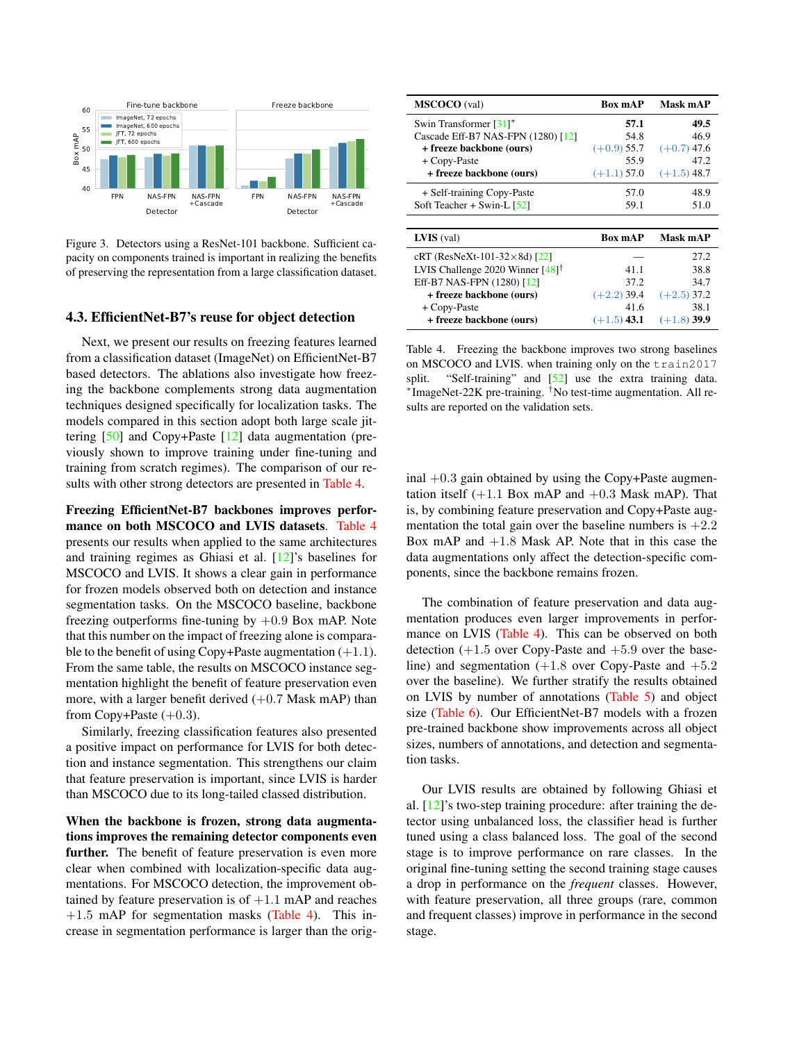Figure 3. Detectors using a ResNet-101 backbone. Sufficient capacity on components trained is important in realizing the benefits of preserving the representation from a large classification dataset.

### 4.3. EfficientNet-B7's reuse for object detection

Next, we present our results on freezing features learned from a classification dataset (ImageNet) on EfficientNet-B7 based detectors. The ablations also investigate how freezing the backbone complements strong data augmentation techniques designed specifically for localization tasks. The models compared in this section adopt both large scale jittering [50] and Copy+Paste [12] data augmentation (previously shown to improve training under fine-tuning and training from scratch regimes). The comparison of our results with other strong detectors are presented in Table 4.

**Freezing EfficientNet-B7 backbones improves performance on both MSCOCO and LVIS datasets**. Table 4 presents our results when applied to the same architectures and training regimes as Ghiasi et al. [12]'s baselines for MSCOCO and LVIS. It shows a clear gain in performance for frozen models observed both on detection and instance segmentation tasks. On the MSCOCO baseline, backbone freezing outperforms fine-tuning by +0.9 Box mAP. Note that this number on the impact of freezing alone is comparable to the benefit of using Copy+Paste augmentation (+1.1). From the same table, the results on MSCOCO instance segmentation highlight the benefit of feature preservation even more, with a larger benefit derived (+0.7 Mask mAP) than from Copy+Paste (+0.3).

Similarly, freezing classification features also presented a positive impact on performance for LVIS for both detection and instance segmentation. This strengthens our claim that feature preservation is important, since LVIS is harder than MSCOCO due to its long-tailed classed distribution.

**When the backbone is frozen, strong data augmentations improves the remaining detector components even further.** The benefit of feature preservation is even more clear when combined with localization-specific data augmentations. For MSCOCO detection, the improvement obtained by feature preservation is of +1.1 mAP and reaches +1.5 mAP for segmentation masks (Table 4). This increase in segmentation performance is larger than the original +0.3 gain obtained by using the Copy+Paste augmentation itself (+1.1 Box mAP and +0.3 Mask mAP). That is, by combining feature preservation and Copy+Paste augmentation the total gain over the baseline numbers is +2.2 Box mAP and +1.8 Mask AP. Note that in this case the data augmentations only affect the detection-specific components, since the backbone remains frozen.

| MSCOCO (val) | Box mAP | Mask mAP |
|---|---|---|
| Swin Transformer [31]* | **57.1** | **49.5** |
| Cascade Eff-B7 NAS-FPN (1280) [12] | 54.8 | 46.9 |
| **+ freeze backbone (ours)** | (+0.9) 55.7 | (+0.7) 47.6 |
| + Copy-Paste | 55.9 | 47.2 |
| **+ freeze backbone (ours)** | (+1.1) 57.0 | (+1.5) 48.7 |
| + Self-training Copy-Paste | 57.0 | 48.9 |
| Soft Teacher + Swin-L [52] | 59.1 | 51.0 |

| LVIS (val) | Box mAP | Mask mAP |
|---|---|---|
| cRT (ResNeXt-101-32×8d) [22] | — | 27.2 |
| LVIS Challenge 2020 Winner [48]† | 41.1 | 38.8 |
| Eff-B7 NAS-FPN (1280) [12] | 37.2 | 34.7 |
| **+ freeze backbone (ours)** | (+2.2) 39.4 | (+2.5) 37.2 |
| + Copy-Paste | 41.6 | 38.1 |
| **+ freeze backbone (ours)** | (+1.5) **43.1** | (+1.8) **39.9** |

Table 4. Freezing the backbone improves two strong baselines on MSCOCO and LVIS. when training only on the `train2017` split. "Self-training" and [52] use the extra training data. *ImageNet-22K pre-training. †No test-time augmentation. All results are reported on the validation sets.

The combination of feature preservation and data augmentation produces even larger improvements in performance on LVIS (Table 4). This can be observed on both detection (+1.5 over Copy-Paste and +5.9 over the baseline) and segmentation (+1.8 over Copy-Paste and +5.2 over the baseline). We further stratify the results obtained on LVIS by number of annotations (Table 5) and object size (Table 6). Our EfficientNet-B7 models with a frozen pre-trained backbone show improvements across all object sizes, numbers of annotations, and detection and segmentation tasks.

Our LVIS results are obtained by following Ghiasi et al. [12]'s two-step training procedure: after training the detector using unbalanced loss, the classifier head is further tuned using a class balanced loss. The goal of the second stage is to improve performance on rare classes. In the original fine-tuning setting the second training stage causes a drop in performance on the *frequent* classes. However, with feature preservation, all three groups (rare, common and frequent classes) improve in performance in the second stage.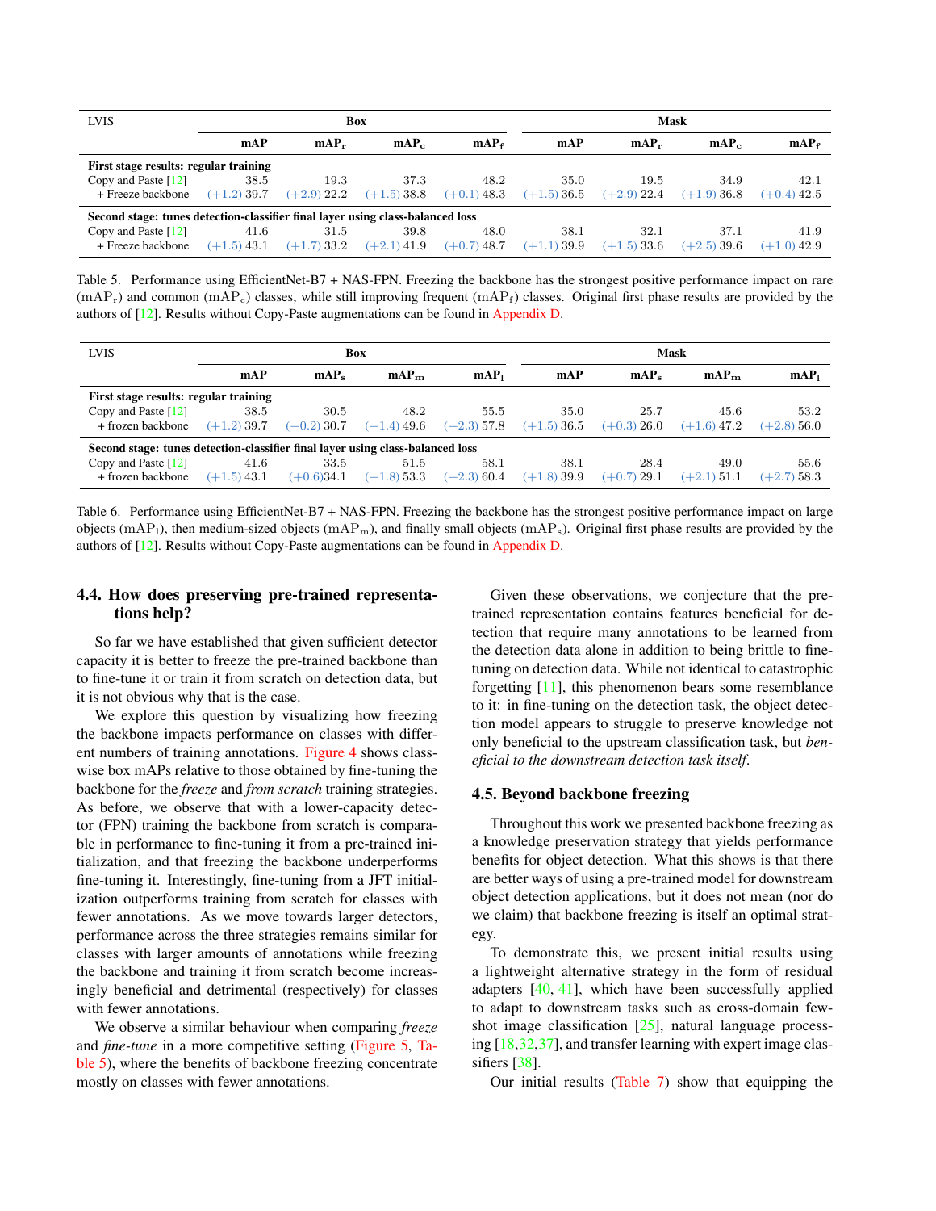| LVIS | Box | | | | Mask | | | |
|---|---|---|---|---|---|---|---|---|
| | mAP | $\mathrm{mAP_r}$ | $\mathrm{mAP_c}$ | $\mathrm{mAP_f}$ | mAP | $\mathrm{mAP_r}$ | $\mathrm{mAP_c}$ | $\mathrm{mAP_f}$ |
| **First stage results: regular training** | | | | | | | | |
| Copy and Paste [12] | 38.5 | 19.3 | 37.3 | 48.2 | 35.0 | 19.5 | 34.9 | 42.1 |
| + Freeze backbone | (+1.2) 39.7 | (+2.9) 22.2 | (+1.5) 38.8 | (+0.1) 48.3 | (+1.5) 36.5 | (+2.9) 22.4 | (+1.9) 36.8 | (+0.4) 42.5 |
| **Second stage: tunes detection-classifier final layer using class-balanced loss** | | | | | | | | |
| Copy and Paste [12] | 41.6 | 31.5 | 39.8 | 48.0 | 38.1 | 32.1 | 37.1 | 41.9 |
| + Freeze backbone | (+1.5) 43.1 | (+1.7) 33.2 | (+2.1) 41.9 | (+0.7) 48.7 | (+1.1) 39.9 | (+1.5) 33.6 | (+2.5) 39.6 | (+1.0) 42.9 |

Table 5. Performance using EfficientNet-B7 + NAS-FPN. Freezing the backbone has the strongest positive performance impact on rare ($\mathrm{mAP_r}$) and common ($\mathrm{mAP_c}$) classes, while still improving frequent ($\mathrm{mAP_f}$) classes. Original first phase results are provided by the authors of [12]. Results without Copy-Paste augmentations can be found in Appendix D.

| LVIS | Box | | | | Mask | | | |
|---|---|---|---|---|---|---|---|---|
| | mAP | $\mathrm{mAP_s}$ | $\mathrm{mAP_m}$ | $\mathrm{mAP_l}$ | mAP | $\mathrm{mAP_s}$ | $\mathrm{mAP_m}$ | $\mathrm{mAP_l}$ |
| **First stage results: regular training** | | | | | | | | |
| Copy and Paste [12] | 38.5 | 30.5 | 48.2 | 55.5 | 35.0 | 25.7 | 45.6 | 53.2 |
| + frozen backbone | (+1.2) 39.7 | (+0.2) 30.7 | (+1.4) 49.6 | (+2.3) 57.8 | (+1.5) 36.5 | (+0.3) 26.0 | (+1.6) 47.2 | (+2.8) 56.0 |
| **Second stage: tunes detection-classifier final layer using class-balanced loss** | | | | | | | | |
| Copy and Paste [12] | 41.6 | 33.5 | 51.5 | 58.1 | 38.1 | 28.4 | 49.0 | 55.6 |
| + frozen backbone | (+1.5) 43.1 | (+0.6)34.1 | (+1.8) 53.3 | (+2.3) 60.4 | (+1.8) 39.9 | (+0.7) 29.1 | (+2.1) 51.1 | (+2.7) 58.3 |

Table 6. Performance using EfficientNet-B7 + NAS-FPN. Freezing the backbone has the strongest positive performance impact on large objects ($\mathrm{mAP_l}$), then medium-sized objects ($\mathrm{mAP_m}$), and finally small objects ($\mathrm{mAP_s}$). Original first phase results are provided by the authors of [12]. Results without Copy-Paste augmentations can be found in Appendix D.

### 4.4. How does preserving pre-trained representations help?

So far we have established that given sufficient detector capacity it is better to freeze the pre-trained backbone than to fine-tune it or train it from scratch on detection data, but it is not obvious why that is the case.

We explore this question by visualizing how freezing the backbone impacts performance on classes with different numbers of training annotations. Figure 4 shows class-wise box mAPs relative to those obtained by fine-tuning the backbone for the *freeze* and *from scratch* training strategies. As before, we observe that with a lower-capacity detector (FPN) training the backbone from scratch is comparable in performance to fine-tuning it from a pre-trained initialization, and that freezing the backbone underperforms fine-tuning it. Interestingly, fine-tuning from a JFT initialization outperforms training from scratch for classes with fewer annotations. As we move towards larger detectors, performance across the three strategies remains similar for classes with larger amounts of annotations while freezing the backbone and training it from scratch become increasingly beneficial and detrimental (respectively) for classes with fewer annotations.

We observe a similar behaviour when comparing *freeze* and *fine-tune* in a more competitive setting (Figure 5, Table 5), where the benefits of backbone freezing concentrate mostly on classes with fewer annotations.

Given these observations, we conjecture that the pre-trained representation contains features beneficial for detection that require many annotations to be learned from the detection data alone in addition to being brittle to fine-tuning on detection data. While not identical to catastrophic forgetting [11], this phenomenon bears some resemblance to it: in fine-tuning on the detection task, the object detection model appears to struggle to preserve knowledge not only beneficial to the upstream classification task, but *beneficial to the downstream detection task itself*.

### 4.5. Beyond backbone freezing

Throughout this work we presented backbone freezing as a knowledge preservation strategy that yields performance benefits for object detection. What this shows is that there are better ways of using a pre-trained model for downstream object detection applications, but it does not mean (nor do we claim) that backbone freezing is itself an optimal strategy.

To demonstrate this, we present initial results using a lightweight alternative strategy in the form of residual adapters [40, 41], which have been successfully applied to adapt to downstream tasks such as cross-domain few-shot image classification [25], natural language processing [18,32,37], and transfer learning with expert image classifiers [38].

Our initial results (Table 7) show that equipping the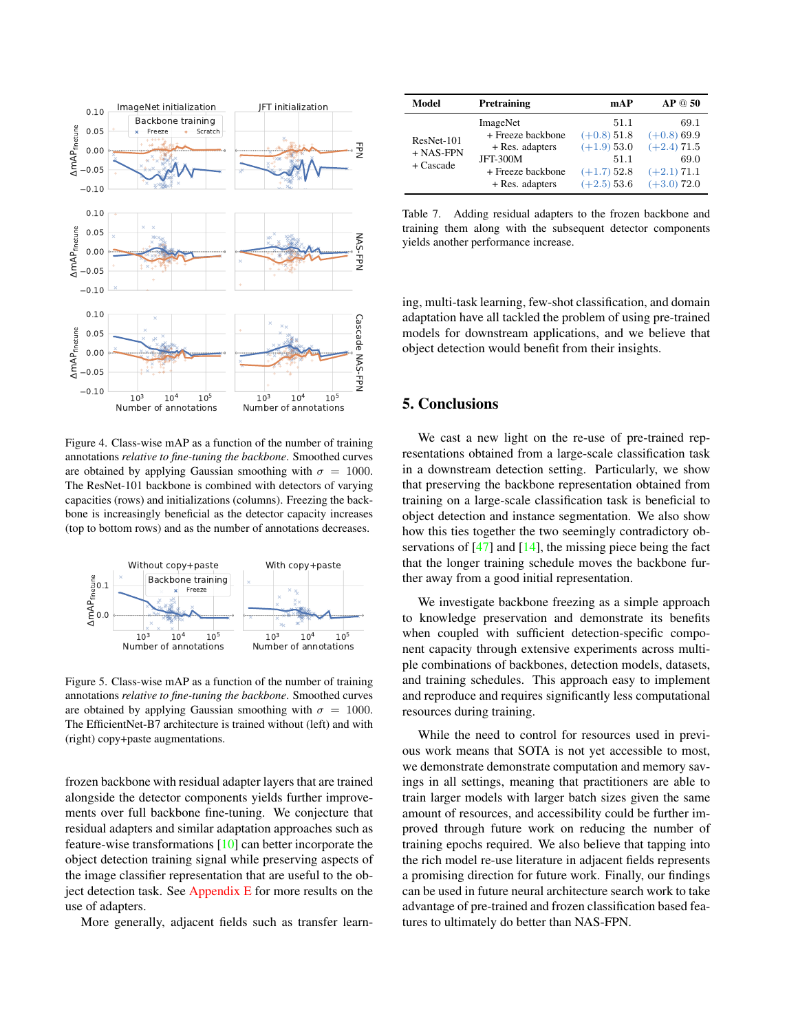Figure 4. Class-wise mAP as a function of the number of training annotations *relative to fine-tuning the backbone*. Smoothed curves are obtained by applying Gaussian smoothing with $\sigma = 1000$. The ResNet-101 backbone is combined with detectors of varying capacities (rows) and initializations (columns). Freezing the backbone is increasingly beneficial as the detector capacity increases (top to bottom rows) and as the number of annotations decreases.

Figure 5. Class-wise mAP as a function of the number of training annotations *relative to fine-tuning the backbone*. Smoothed curves are obtained by applying Gaussian smoothing with $\sigma = 1000$. The EfficientNet-B7 architecture is trained without (left) and with (right) copy+paste augmentations.

frozen backbone with residual adapter layers that are trained alongside the detector components yields further improvements over full backbone fine-tuning. We conjecture that residual adapters and similar adaptation approaches such as feature-wise transformations [10] can better incorporate the object detection training signal while preserving aspects of the image classifier representation that are useful to the object detection task. See Appendix E for more results on the use of adapters.

More generally, adjacent fields such as transfer learning, multi-task learning, few-shot classification, and domain adaptation have all tackled the problem of using pre-trained models for downstream applications, and we believe that object detection would benefit from their insights.

| Model | Pretraining | mAP | AP @ 50 |
|---|---|---|---|
| ResNet-101 + NAS-FPN + Cascade | ImageNet | 51.1 | 69.1 |
| | + Freeze backbone | (+0.8) 51.8 | (+0.8) 69.9 |
| | + Res. adapters | (+1.9) 53.0 | (+2.4) 71.5 |
| | JFT-300M | 51.1 | 69.0 |
| | + Freeze backbone | (+1.7) 52.8 | (+2.1) 71.1 |
| | + Res. adapters | (+2.5) 53.6 | (+3.0) 72.0 |

Table 7. Adding residual adapters to the frozen backbone and training them along with the subsequent detector components yields another performance increase.

## 5. Conclusions

We cast a new light on the re-use of pre-trained representations obtained from a large-scale classification task in a downstream detection setting. Particularly, we show that preserving the backbone representation obtained from training on a large-scale classification task is beneficial to object detection and instance segmentation. We also show how this ties together the two seemingly contradictory observations of [47] and [14], the missing piece being the fact that the longer training schedule moves the backbone further away from a good initial representation.

We investigate backbone freezing as a simple approach to knowledge preservation and demonstrate its benefits when coupled with sufficient detection-specific component capacity through extensive experiments across multiple combinations of backbones, detection models, datasets, and training schedules. This approach easy to implement and reproduce and requires significantly less computational resources during training.

While the need to control for resources used in previous work means that SOTA is not yet accessible to most, we demonstrate demonstrate computation and memory savings in all settings, meaning that practitioners are able to train larger models with larger batch sizes given the same amount of resources, and accessibility could be further improved through future work on reducing the number of training epochs required. We also believe that tapping into the rich model re-use literature in adjacent fields represents a promising direction for future work. Finally, our findings can be used in future neural architecture search work to take advantage of pre-trained and frozen classification based features to ultimately do better than NAS-FPN.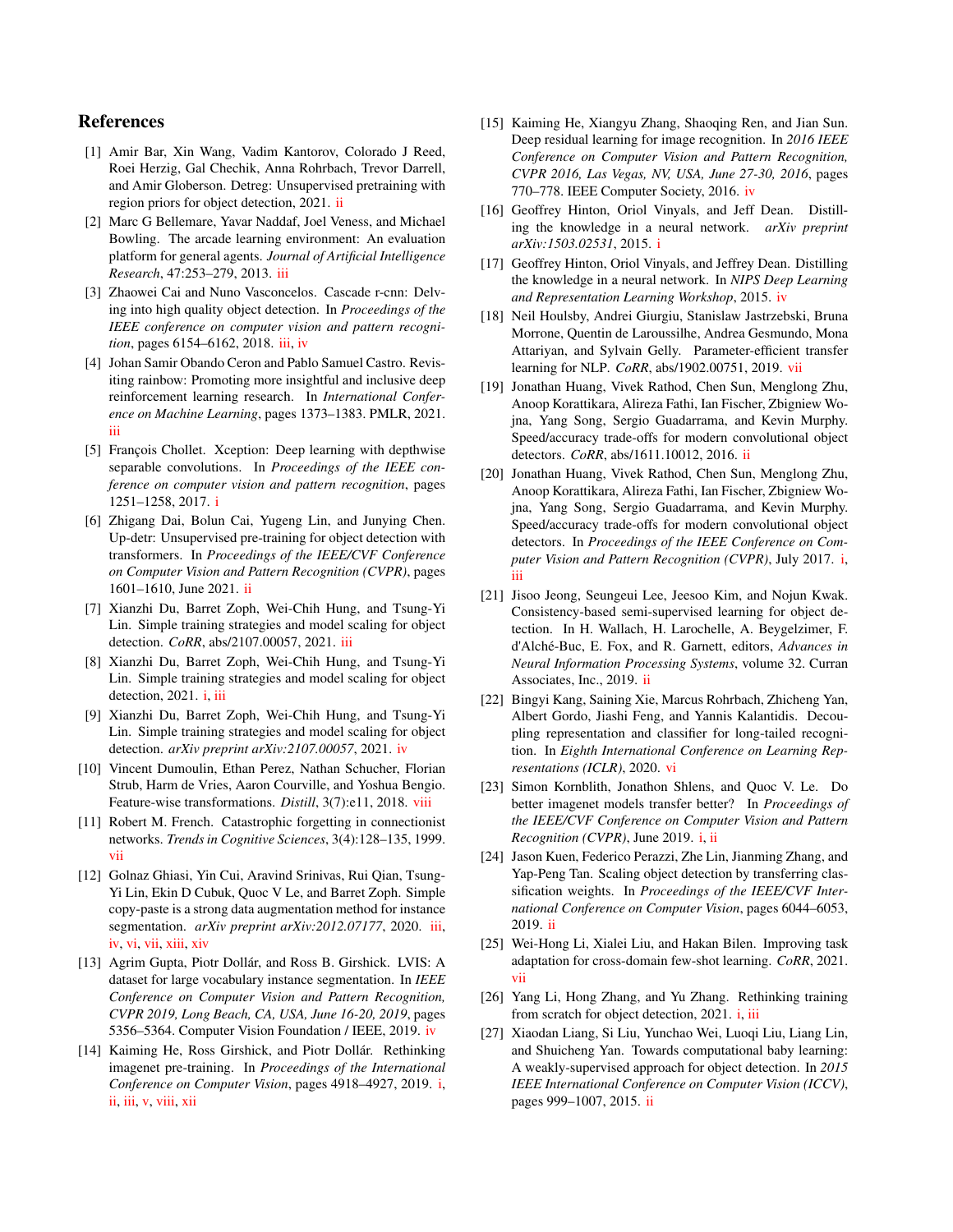## References

[1] Amir Bar, Xin Wang, Vadim Kantorov, Colorado J Reed, Roei Herzig, Gal Chechik, Anna Rohrbach, Trevor Darrell, and Amir Globerson. Detreg: Unsupervised pretraining with region priors for object detection, 2021. ii

[2] Marc G Bellemare, Yavar Naddaf, Joel Veness, and Michael Bowling. The arcade learning environment: An evaluation platform for general agents. *Journal of Artificial Intelligence Research*, 47:253–279, 2013. iii

[3] Zhaowei Cai and Nuno Vasconcelos. Cascade r-cnn: Delving into high quality object detection. In *Proceedings of the IEEE conference on computer vision and pattern recognition*, pages 6154–6162, 2018. iii, iv

[4] Johan Samir Obando Ceron and Pablo Samuel Castro. Revisiting rainbow: Promoting more insightful and inclusive deep reinforcement learning research. In *International Conference on Machine Learning*, pages 1373–1383. PMLR, 2021. iii

[5] François Chollet. Xception: Deep learning with depthwise separable convolutions. In *Proceedings of the IEEE conference on computer vision and pattern recognition*, pages 1251–1258, 2017. i

[6] Zhigang Dai, Bolun Cai, Yugeng Lin, and Junying Chen. Up-detr: Unsupervised pre-training for object detection with transformers. In *Proceedings of the IEEE/CVF Conference on Computer Vision and Pattern Recognition (CVPR)*, pages 1601–1610, June 2021. ii

[7] Xianzhi Du, Barret Zoph, Wei-Chih Hung, and Tsung-Yi Lin. Simple training strategies and model scaling for object detection. *CoRR*, abs/2107.00057, 2021. iii

[8] Xianzhi Du, Barret Zoph, Wei-Chih Hung, and Tsung-Yi Lin. Simple training strategies and model scaling for object detection, 2021. i, iii

[9] Xianzhi Du, Barret Zoph, Wei-Chih Hung, and Tsung-Yi Lin. Simple training strategies and model scaling for object detection. *arXiv preprint arXiv:2107.00057*, 2021. iv

[10] Vincent Dumoulin, Ethan Perez, Nathan Schucher, Florian Strub, Harm de Vries, Aaron Courville, and Yoshua Bengio. Feature-wise transformations. *Distill*, 3(7):e11, 2018. viii

[11] Robert M. French. Catastrophic forgetting in connectionist networks. *Trends in Cognitive Sciences*, 3(4):128–135, 1999. vii

[12] Golnaz Ghiasi, Yin Cui, Aravind Srinivas, Rui Qian, Tsung-Yi Lin, Ekin D Cubuk, Quoc V Le, and Barret Zoph. Simple copy-paste is a strong data augmentation method for instance segmentation. *arXiv preprint arXiv:2012.07177*, 2020. iii, iv, vi, vii, xiii, xiv

[13] Agrim Gupta, Piotr Dollár, and Ross B. Girshick. LVIS: A dataset for large vocabulary instance segmentation. In *IEEE Conference on Computer Vision and Pattern Recognition, CVPR 2019, Long Beach, CA, USA, June 16-20, 2019*, pages 5356–5364. Computer Vision Foundation / IEEE, 2019. iv

[14] Kaiming He, Ross Girshick, and Piotr Dollár. Rethinking imagenet pre-training. In *Proceedings of the International Conference on Computer Vision*, pages 4918–4927, 2019. i, ii, iii, v, viii, xii

[15] Kaiming He, Xiangyu Zhang, Shaoqing Ren, and Jian Sun. Deep residual learning for image recognition. In *2016 IEEE Conference on Computer Vision and Pattern Recognition, CVPR 2016, Las Vegas, NV, USA, June 27-30, 2016*, pages 770–778. IEEE Computer Society, 2016. iv

[16] Geoffrey Hinton, Oriol Vinyals, and Jeff Dean. Distilling the knowledge in a neural network. *arXiv preprint arXiv:1503.02531*, 2015. i

[17] Geoffrey Hinton, Oriol Vinyals, and Jeffrey Dean. Distilling the knowledge in a neural network. In *NIPS Deep Learning and Representation Learning Workshop*, 2015. iv

[18] Neil Houlsby, Andrei Giurgiu, Stanislaw Jastrzebski, Bruna Morrone, Quentin de Laroussilhe, Andrea Gesmundo, Mona Attariyan, and Sylvain Gelly. Parameter-efficient transfer learning for NLP. *CoRR*, abs/1902.00751, 2019. vii

[19] Jonathan Huang, Vivek Rathod, Chen Sun, Menglong Zhu, Anoop Korattikara, Alireza Fathi, Ian Fischer, Zbigniew Wojna, Yang Song, Sergio Guadarrama, and Kevin Murphy. Speed/accuracy trade-offs for modern convolutional object detectors. *CoRR*, abs/1611.10012, 2016. ii

[20] Jonathan Huang, Vivek Rathod, Chen Sun, Menglong Zhu, Anoop Korattikara, Alireza Fathi, Ian Fischer, Zbigniew Wojna, Yang Song, Sergio Guadarrama, and Kevin Murphy. Speed/accuracy trade-offs for modern convolutional object detectors. In *Proceedings of the IEEE Conference on Computer Vision and Pattern Recognition (CVPR)*, July 2017. i, iii

[21] Jisoo Jeong, Seungeui Lee, Jeesoo Kim, and Nojun Kwak. Consistency-based semi-supervised learning for object detection. In H. Wallach, H. Larochelle, A. Beygelzimer, F. d'Alché-Buc, E. Fox, and R. Garnett, editors, *Advances in Neural Information Processing Systems*, volume 32. Curran Associates, Inc., 2019. ii

[22] Bingyi Kang, Saining Xie, Marcus Rohrbach, Zhicheng Yan, Albert Gordo, Jiashi Feng, and Yannis Kalantidis. Decoupling representation and classifier for long-tailed recognition. In *Eighth International Conference on Learning Representations (ICLR)*, 2020. vi

[23] Simon Kornblith, Jonathon Shlens, and Quoc V. Le. Do better imagenet models transfer better? In *Proceedings of the IEEE/CVF Conference on Computer Vision and Pattern Recognition (CVPR)*, June 2019. i, ii

[24] Jason Kuen, Federico Perazzi, Zhe Lin, Jianming Zhang, and Yap-Peng Tan. Scaling object detection by transferring classification weights. In *Proceedings of the IEEE/CVF International Conference on Computer Vision*, pages 6044–6053, 2019. ii

[25] Wei-Hong Li, Xialei Liu, and Hakan Bilen. Improving task adaptation for cross-domain few-shot learning. *CoRR*, 2021. vii

[26] Yang Li, Hong Zhang, and Yu Zhang. Rethinking training from scratch for object detection, 2021. i, iii

[27] Xiaodan Liang, Si Liu, Yunchao Wei, Luoqi Liu, Liang Lin, and Shuicheng Yan. Towards computational baby learning: A weakly-supervised approach for object detection. In *2015 IEEE International Conference on Computer Vision (ICCV)*, pages 999–1007, 2015. ii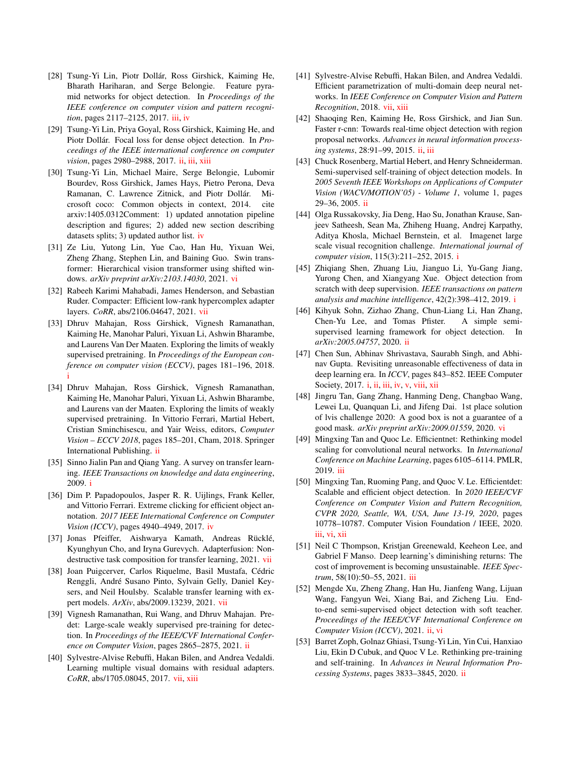[28] Tsung-Yi Lin, Piotr Dollár, Ross Girshick, Kaiming He, Bharath Hariharan, and Serge Belongie. Feature pyramid networks for object detection. In *Proceedings of the IEEE conference on computer vision and pattern recognition*, pages 2117–2125, 2017. iii, iv

[29] Tsung-Yi Lin, Priya Goyal, Ross Girshick, Kaiming He, and Piotr Dollár. Focal loss for dense object detection. In *Proceedings of the IEEE international conference on computer vision*, pages 2980–2988, 2017. ii, iii, xiii

[30] Tsung-Yi Lin, Michael Maire, Serge Belongie, Lubomir Bourdev, Ross Girshick, James Hays, Pietro Perona, Deva Ramanan, C. Lawrence Zitnick, and Piotr Dollár. Microsoft coco: Common objects in context, 2014. cite arxiv:1405.0312Comment: 1) updated annotation pipeline description and figures; 2) added new section describing datasets splits; 3) updated author list. iv

[31] Ze Liu, Yutong Lin, Yue Cao, Han Hu, Yixuan Wei, Zheng Zhang, Stephen Lin, and Baining Guo. Swin transformer: Hierarchical vision transformer using shifted windows. *arXiv preprint arXiv:2103.14030*, 2021. vi

[32] Rabeeh Karimi Mahabadi, James Henderson, and Sebastian Ruder. Compacter: Efficient low-rank hypercomplex adapter layers. *CoRR*, abs/2106.04647, 2021. vii

[33] Dhruv Mahajan, Ross Girshick, Vignesh Ramanathan, Kaiming He, Manohar Paluri, Yixuan Li, Ashwin Bharambe, and Laurens Van Der Maaten. Exploring the limits of weakly supervised pretraining. In *Proceedings of the European conference on computer vision (ECCV)*, pages 181–196, 2018. i

[34] Dhruv Mahajan, Ross Girshick, Vignesh Ramanathan, Kaiming He, Manohar Paluri, Yixuan Li, Ashwin Bharambe, and Laurens van der Maaten. Exploring the limits of weakly supervised pretraining. In Vittorio Ferrari, Martial Hebert, Cristian Sminchisescu, and Yair Weiss, editors, *Computer Vision – ECCV 2018*, pages 185–201, Cham, 2018. Springer International Publishing. ii

[35] Sinno Jialin Pan and Qiang Yang. A survey on transfer learning. *IEEE Transactions on knowledge and data engineering*, 2009. i

[36] Dim P. Papadopoulos, Jasper R. R. Uijlings, Frank Keller, and Vittorio Ferrari. Extreme clicking for efficient object annotation. *2017 IEEE International Conference on Computer Vision (ICCV)*, pages 4940–4949, 2017. iv

[37] Jonas Pfeiffer, Aishwarya Kamath, Andreas Rücklé, Kyunghyun Cho, and Iryna Gurevych. Adapterfusion: Non-destructive task composition for transfer learning, 2021. vii

[38] Joan Puigcerver, Carlos Riquelme, Basil Mustafa, Cédric Renggli, André Susano Pinto, Sylvain Gelly, Daniel Keysers, and Neil Houlsby. Scalable transfer learning with expert models. *ArXiv*, abs/2009.13239, 2021. vii

[39] Vignesh Ramanathan, Rui Wang, and Dhruv Mahajan. Predet: Large-scale weakly supervised pre-training for detection. In *Proceedings of the IEEE/CVF International Conference on Computer Vision*, pages 2865–2875, 2021. ii

[40] Sylvestre-Alvise Rebuffi, Hakan Bilen, and Andrea Vedaldi. Learning multiple visual domains with residual adapters. *CoRR*, abs/1705.08045, 2017. vii, xiii

[41] Sylvestre-Alvise Rebuffi, Hakan Bilen, and Andrea Vedaldi. Efficient parametrization of multi-domain deep neural networks. In *IEEE Conference on Computer Vision and Pattern Recognition*, 2018. vii, xiii

[42] Shaoqing Ren, Kaiming He, Ross Girshick, and Jian Sun. Faster r-cnn: Towards real-time object detection with region proposal networks. *Advances in neural information processing systems*, 28:91–99, 2015. ii, iii

[43] Chuck Rosenberg, Martial Hebert, and Henry Schneiderman. Semi-supervised self-training of object detection models. In *2005 Seventh IEEE Workshops on Applications of Computer Vision (WACV/MOTION'05) - Volume 1*, volume 1, pages 29–36, 2005. ii

[44] Olga Russakovsky, Jia Deng, Hao Su, Jonathan Krause, Sanjeev Satheesh, Sean Ma, Zhiheng Huang, Andrej Karpathy, Aditya Khosla, Michael Bernstein, et al. Imagenet large scale visual recognition challenge. *International journal of computer vision*, 115(3):211–252, 2015. i

[45] Zhiqiang Shen, Zhuang Liu, Jianguo Li, Yu-Gang Jiang, Yurong Chen, and Xiangyang Xue. Object detection from scratch with deep supervision. *IEEE transactions on pattern analysis and machine intelligence*, 42(2):398–412, 2019. i

[46] Kihyuk Sohn, Zizhao Zhang, Chun-Liang Li, Han Zhang, Chen-Yu Lee, and Tomas Pfister. A simple semi-supervised learning framework for object detection. In *arXiv:2005.04757*, 2020. ii

[47] Chen Sun, Abhinav Shrivastava, Saurabh Singh, and Abhinav Gupta. Revisiting unreasonable effectiveness of data in deep learning era. In *ICCV*, pages 843–852. IEEE Computer Society, 2017. i, ii, iii, iv, v, viii, xii

[48] Jingru Tan, Gang Zhang, Hanming Deng, Changbao Wang, Lewei Lu, Quanquan Li, and Jifeng Dai. 1st place solution of lvis challenge 2020: A good box is not a guarantee of a good mask. *arXiv preprint arXiv:2009.01559*, 2020. vi

[49] Mingxing Tan and Quoc Le. Efficientnet: Rethinking model scaling for convolutional neural networks. In *International Conference on Machine Learning*, pages 6105–6114. PMLR, 2019. iii

[50] Mingxing Tan, Ruoming Pang, and Quoc V. Le. Efficientdet: Scalable and efficient object detection. In *2020 IEEE/CVF Conference on Computer Vision and Pattern Recognition, CVPR 2020, Seattle, WA, USA, June 13-19, 2020*, pages 10778–10787. Computer Vision Foundation / IEEE, 2020. iii, vi, xii

[51] Neil C Thompson, Kristjan Greenewald, Keeheon Lee, and Gabriel F Manso. Deep learning's diminishing returns: The cost of improvement is becoming unsustainable. *IEEE Spectrum*, 58(10):50–55, 2021. iii

[52] Mengde Xu, Zheng Zhang, Han Hu, Jianfeng Wang, Lijuan Wang, Fangyun Wei, Xiang Bai, and Zicheng Liu. End-to-end semi-supervised object detection with soft teacher. *Proceedings of the IEEE/CVF International Conference on Computer Vision (ICCV)*, 2021. ii, vi

[53] Barret Zoph, Golnaz Ghiasi, Tsung-Yi Lin, Yin Cui, Hanxiao Liu, Ekin D Cubuk, and Quoc V Le. Rethinking pre-training and self-training. In *Advances in Neural Information Processing Systems*, pages 3833–3845, 2020. ii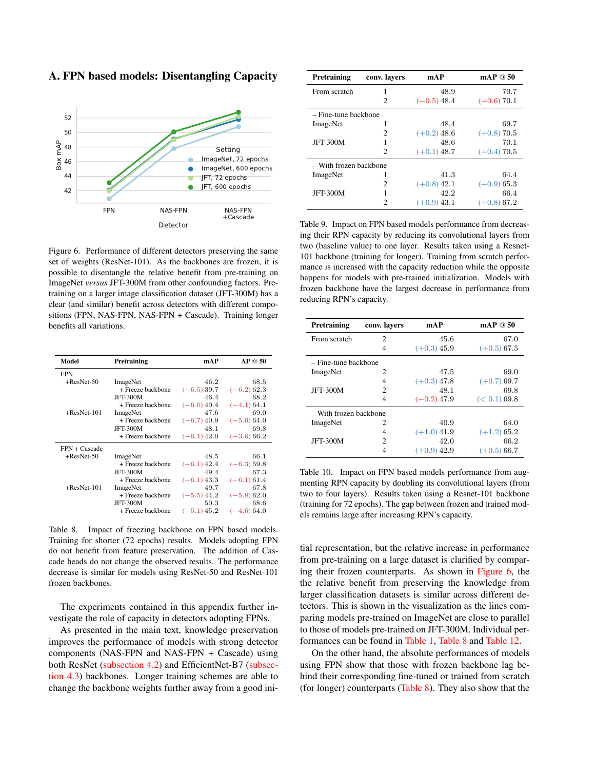## A. FPN based models: Disentangling Capacity

Figure 6. Performance of different detectors preserving the same set of weights (ResNet-101). As the backbones are frozen, it is possible to disentangle the relative benefit from pre-training on ImageNet *versus* JFT-300M from other confounding factors. Pre-training on a larger image classification dataset (JFT-300M) has a clear (and similar) benefit across detectors with different compositions (FPN, NAS-FPN, NAS-FPN + Cascade). Training longer benefits all variations.

| Model | Pretraining | mAP | AP @ 50 |
|---|---|---|---|
| FPN | | | |
| +ResNet-50 | ImageNet | 46.2 | 68.5 |
| | + Freeze backbone | (−6.5) 39.7 | (−6.2) 62.3 |
| | JFT-300M | 46.4 | 68.2 |
| | + Freeze backbone | (−6.0) 40.4 | (−4.1) 64.1 |
| +ResNet-101 | ImageNet | 47.6 | 69.0 |
| | + Freeze backbone | (−6.7) 40.9 | (−5.0) 64.0 |
| | JFT-300M | 48.1 | 69.8 |
| | + Freeze backbone | (−6.1) 42.0 | (−3.6) 66.2 |
| FPN + Cascade | | | |
| +ResNet-50 | ImageNet | 48.5 | 66.1 |
| | + Freeze backbone | (−6.1) 42.4 | (−6.3) 59.8 |
| | JFT-300M | 49.4 | 67.3 |
| | + Freeze backbone | (−6.1) 43.3 | (−6.1) 61.4 |
| +ResNet-101 | ImageNet | 49.7 | 67.8 |
| | + Freeze backbone | (−5.5) 44.2 | (−5.8) 62.0 |
| | JFT-300M | 50.3 | 68.6 |
| | + Freeze backbone | (−5.1) 45.2 | (−4.6) 64.0 |

Table 8. Impact of freezing backbone on FPN based models. Training for shorter (72 epochs) results. Models adopting FPN do not benefit from feature preservation. The addition of Cascade heads do not change the observed results. The performance decrease is similar for models using ResNet-50 and ResNet-101 frozen backbones.

The experiments contained in this appendix further investigate the role of capacity in detectors adopting FPNs.

As presented in the main text, knowledge preservation improves the performance of models with strong detector components (NAS-FPN and NAS-FPN + Cascade) using both ResNet (subsection 4.2) and EfficientNet-B7 (subsection 4.3) backbones. Longer training schemes are able to change the backbone weights further away from a good initial representation, but the relative increase in performance from pre-training on a large dataset is clarified by comparing their frozen counterparts. As shown in Figure 6, the the relative benefit from preserving the knowledge from larger classification datasets is similar across different detectors. This is shown in the visualization as the lines comparing models pre-trained on ImageNet are close to parallel to those of models pre-trained on JFT-300M. Individual performances can be found in Table 1, Table 8 and Table 12.

On the other hand, the absolute performances of models using FPN show that those with frozen backbone lag behind their corresponding fine-tuned or trained from scratch (for longer) counterparts (Table 8). They also show that the

| Pretraining | conv. layers | mAP | mAP @ 50 |
|---|---|---|---|
| From scratch | 1 | 48.9 | 70.7 |
| | 2 | (−0.5) 48.4 | (−0.6) 70.1 |
| – Fine-tune backbone | | | |
| ImageNet | 1 | 48.4 | 69.7 |
| | 2 | (+0.2) 48.6 | (+0.8) 70.5 |
| JFT-300M | 1 | 48.6 | 70.1 |
| | 2 | (+0.1) 48.7 | (+0.4) 70.5 |
| – With frozen backbone | | | |
| ImageNet | 1 | 41.3 | 64.4 |
| | 2 | (+0.8) 42.1 | (+0.9) 65.3 |
| JFT-300M | 1 | 42.2 | 66.4 |
| | 2 | (+0.9) 43.1 | (+0.8) 67.2 |

Table 9. Impact on FPN based models performance from decreasing their RPN capacity by reducing its convolutional layers from two (baseline value) to one layer. Results taken using a Resnet-101 backbone (training for longer). Training from scratch performance is increased with the capacity reduction while the opposite happens for models with pre-trained initialization. Models with frozen backbone have the largest decrease in performance from reducing RPN's capacity.

| Pretraining | conv. layers | mAP | mAP @ 50 |
|---|---|---|---|
| From scratch | 2 | 45.6 | 67.0 |
| | 4 | (+0.3) 45.9 | (+0.5) 67.5 |
| – Fine-tune backbone | | | |
| ImageNet | 2 | 47.5 | 69.0 |
| | 4 | (+0.3) 47.8 | (+0.7) 69.7 |
| JFT-300M | 2 | 48.1 | 69.8 |
| | 4 | (−0.2) 47.9 | (< 0.1) 69.8 |
| – With frozen backbone | | | |
| ImageNet | 2 | 40.9 | 64.0 |
| | 4 | (+1.0) 41.9 | (+1.2) 65.2 |
| JFT-300M | 2 | 42.0 | 66.2 |
| | 4 | (+0.9) 42.9 | (+0.5) 66.7 |

Table 10. Impact on FPN based models performance from augmenting RPN capacity by doubling its convolutional layers (from two to four layers). Results taken using a Resnet-101 backbone (training for 72 epochs). The gap between frozen and trained models remains large after increasing RPN's capacity.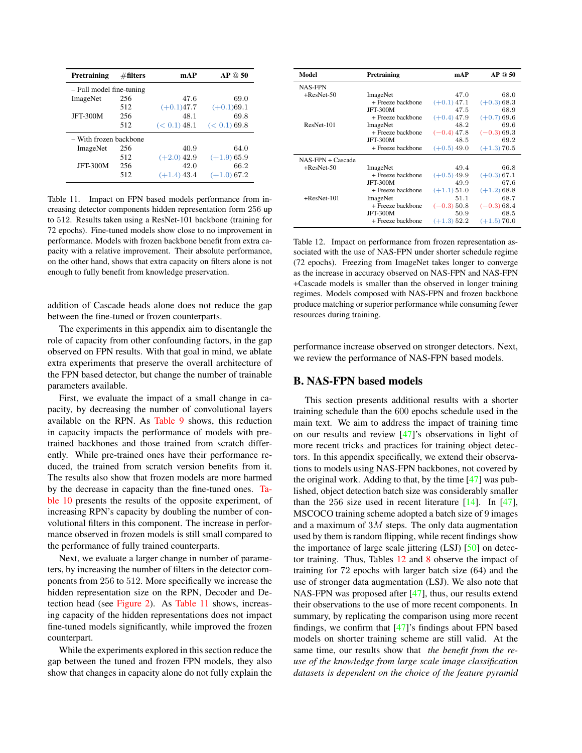| Pretraining | #filters | mAP | AP @ 50 |
|---|---|---|---|
| – Full model fine-tuning | | | |
| ImageNet | 256 | 47.6 | 69.0 |
| | 512 | (+0.1)47.7 | (+0.1)69.1 |
| JFT-300M | 256 | 48.1 | 69.8 |
| | 512 | (< 0.1) 48.1 | (< 0.1) 69.8 |
| – With frozen backbone | | | |
| ImageNet | 256 | 40.9 | 64.0 |
| | 512 | (+2.0) 42.9 | (+1.9) 65.9 |
| JFT-300M | 256 | 42.0 | 66.2 |
| | 512 | (+1.4) 43.4 | (+1.0) 67.2 |

Table 11. Impact on FPN based models performance from increasing detector components hidden representation form 256 up to 512. Results taken using a ResNet-101 backbone (training for 72 epochs). Fine-tuned models show close to no improvement in performance. Models with frozen backbone benefit from extra capacity with a relative improvement. Their absolute performance, on the other hand, shows that extra capacity on filters alone is not enough to fully benefit from knowledge preservation.

addition of Cascade heads alone does not reduce the gap between the fine-tuned or frozen counterparts.

The experiments in this appendix aim to disentangle the role of capacity from other confounding factors, in the gap observed on FPN results. With that goal in mind, we ablate extra experiments that preserve the overall architecture of the FPN based detector, but change the number of trainable parameters available.

First, we evaluate the impact of a small change in capacity, by decreasing the number of convolutional layers available on the RPN. As Table 9 shows, this reduction in capacity impacts the performance of models with pretrained backbones and those trained from scratch differently. While pre-trained ones have their performance reduced, the trained from scratch version benefits from it. The results also show that frozen models are more harmed by the decrease in capacity than the fine-tuned ones. Table 10 presents the results of the opposite experiment, of increasing RPN's capacity by doubling the number of convolutional filters in this component. The increase in performance observed in frozen models is still small compared to the performance of fully trained counterparts.

Next, we evaluate a larger change in number of parameters, by increasing the number of filters in the detector components from 256 to 512. More specifically we increase the hidden representation size on the RPN, Decoder and Detection head (see Figure 2). As Table 11 shows, increasing capacity of the hidden representations does not impact fine-tuned models significantly, while improved the frozen counterpart.

While the experiments explored in this section reduce the gap between the tuned and frozen FPN models, they also show that changes in capacity alone do not fully explain the performance increase observed on stronger detectors. Next, we review the performance of NAS-FPN based models.

| Model | Pretraining | mAP | AP @ 50 |
|---|---|---|---|
| NAS-FPN | | | |
| +ResNet-50 | ImageNet | 47.0 | 68.0 |
| | + Freeze backbone | (+0.1) 47.1 | (+0.3) 68.3 |
| | JFT-300M | 47.5 | 68.9 |
| | + Freeze backbone | (+0.4) 47.9 | (+0.7) 69.6 |
| ResNet-101 | ImageNet | 48.2 | 69.6 |
| | + Freeze backbone | (−0.4) 47.8 | (−0.3) 69.3 |
| | JFT-300M | 48.5 | 69.2 |
| | + Freeze backbone | (+0.5) 49.0 | (+1.3) 70.5 |
| NAS-FPN + Cascade | | | |
| +ResNet-50 | ImageNet | 49.4 | 66.8 |
| | + Freeze backbone | (+0.5) 49.9 | (+0.3) 67.1 |
| | JFT-300M | 49.9 | 67.6 |
| | + Freeze backbone | (+1.1) 51.0 | (+1.2) 68.8 |
| +ResNet-101 | ImageNet | 51.1 | 68.7 |
| | + Freeze backbone | (−0.3) 50.8 | (−0.3) 68.4 |
| | JFT-300M | 50.9 | 68.5 |
| | + Freeze backbone | (+1.3) 52.2 | (+1.5) 70.0 |

Table 12. Impact on performance from frozen representation associated with the use of NAS-FPN under shorter schedule regime (72 epochs). Freezing from ImageNet takes longer to converge as the increase in accuracy observed on NAS-FPN and NAS-FPN +Cascade models is smaller than the observed in longer training regimes. Models composed with NAS-FPN and frozen backbone produce matching or superior performance while consuming fewer resources during training.

## B. NAS-FPN based models

This section presents additional results with a shorter training schedule than the 600 epochs schedule used in the main text. We aim to address the impact of training time on our results and review [47]'s observations in light of more recent tricks and practices for training object detectors. In this appendix specifically, we extend their observations to models using NAS-FPN backbones, not covered by the original work. Adding to that, by the time [47] was published, object detection batch size was considerably smaller than the 256 size used in recent literature [14]. In [47], MSCOCO training scheme adopted a batch size of 9 images and a maximum of $3M$ steps. The only data augmentation used by them is random flipping, while recent findings show the importance of large scale jittering (LSJ) [50] on detector training. Thus, Tables 12 and 8 observe the impact of training for 72 epochs with larger batch size (64) and the use of stronger data augmentation (LSJ). We also note that NAS-FPN was proposed after [47], thus, our results extend their observations to the use of more recent components. In summary, by replicating the comparison using more recent findings, we confirm that [47]'s findings about FPN based models on shorter training scheme are still valid. At the same time, our results show that *the benefit from the re-use of the knowledge from large scale image classification datasets is dependent on the choice of the feature pyramid*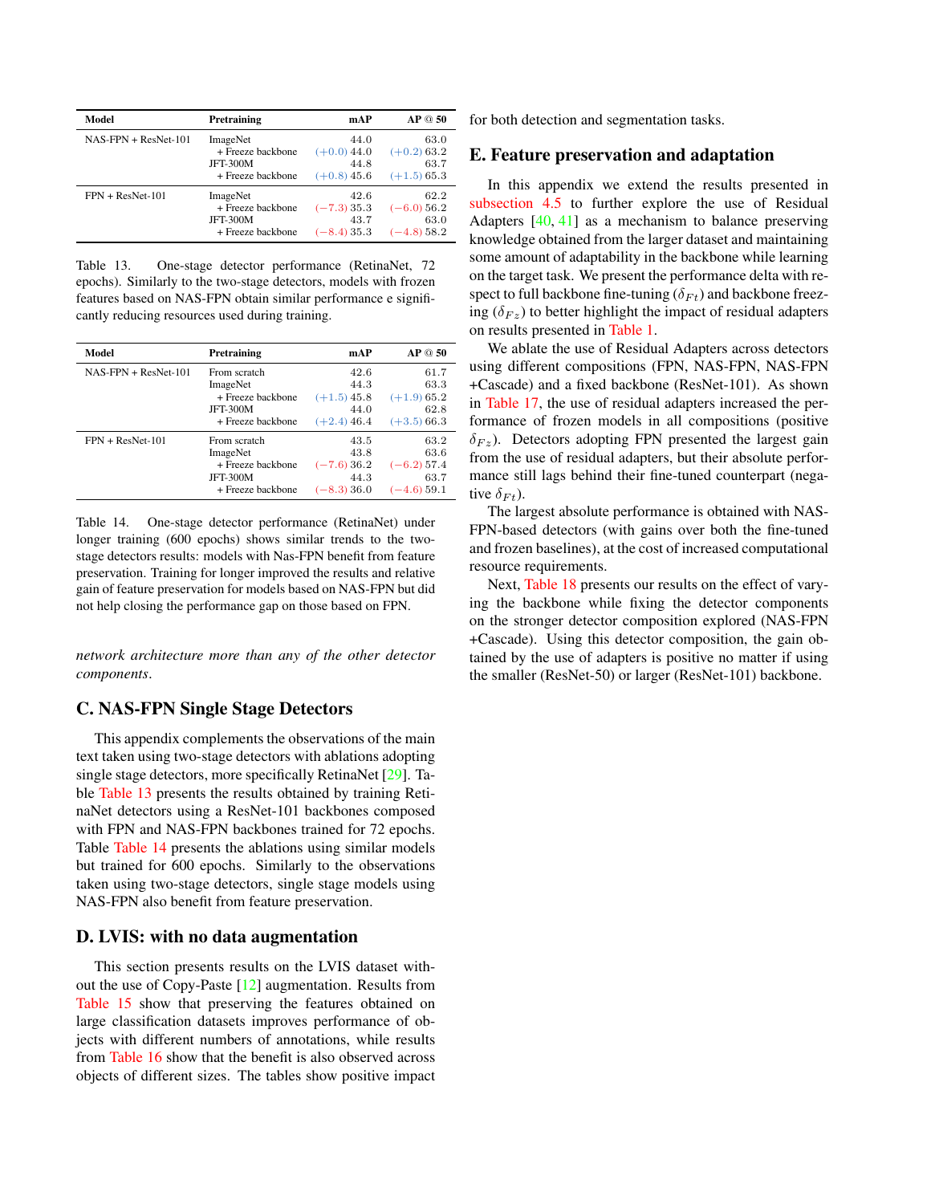| Model | Pretraining | mAP | AP @ 50 |
| --- | --- | --- | --- |
| NAS-FPN + ResNet-101 | ImageNet | 44.0 | 63.0 |
| | + Freeze backbone | (+0.0) 44.0 | (+0.2) 63.2 |
| | JFT-300M | 44.8 | 63.7 |
| | + Freeze backbone | (+0.8) 45.6 | (+1.5) 65.3 |
| FPN + ResNet-101 | ImageNet | 42.6 | 62.2 |
| | + Freeze backbone | (−7.3) 35.3 | (−6.0) 56.2 |
| | JFT-300M | 43.7 | 63.0 |
| | + Freeze backbone | (−8.4) 35.3 | (−4.8) 58.2 |

Table 13. One-stage detector performance (RetinaNet, 72 epochs). Similarly to the two-stage detectors, models with frozen features based on NAS-FPN obtain similar performance e significantly reducing resources used during training.

| Model | Pretraining | mAP | AP @ 50 |
| --- | --- | --- | --- |
| NAS-FPN + ResNet-101 | From scratch | 42.6 | 61.7 |
| | ImageNet | 44.3 | 63.3 |
| | + Freeze backbone | (+1.5) 45.8 | (+1.9) 65.2 |
| | JFT-300M | 44.0 | 62.8 |
| | + Freeze backbone | (+2.4) 46.4 | (+3.5) 66.3 |
| FPN + ResNet-101 | From scratch | 43.5 | 63.2 |
| | ImageNet | 43.8 | 63.6 |
| | + Freeze backbone | (−7.6) 36.2 | (−6.2) 57.4 |
| | JFT-300M | 44.3 | 63.7 |
| | + Freeze backbone | (−8.3) 36.0 | (−4.6) 59.1 |

Table 14. One-stage detector performance (RetinaNet) under longer training (600 epochs) shows similar trends to the two-stage detectors results: models with Nas-FPN benefit from feature preservation. Training for longer improved the results and relative gain of feature preservation for models based on NAS-FPN but did not help closing the performance gap on those based on FPN.

*network architecture more than any of the other detector components*.

## C. NAS-FPN Single Stage Detectors

This appendix complements the observations of the main text taken using two-stage detectors with ablations adopting single stage detectors, more specifically RetinaNet [29]. Table Table 13 presents the results obtained by training RetinaNet detectors using a ResNet-101 backbones composed with FPN and NAS-FPN backbones trained for 72 epochs. Table Table 14 presents the ablations using similar models but trained for 600 epochs. Similarly to the observations taken using two-stage detectors, single stage models using NAS-FPN also benefit from feature preservation.

## D. LVIS: with no data augmentation

This section presents results on the LVIS dataset without the use of Copy-Paste [12] augmentation. Results from Table 15 show that preserving the features obtained on large classification datasets improves performance of objects with different numbers of annotations, while results from Table 16 show that the benefit is also observed across objects of different sizes. The tables show positive impact for both detection and segmentation tasks.

## E. Feature preservation and adaptation

In this appendix we extend the results presented in subsection 4.5 to further explore the use of Residual Adapters [40, 41] as a mechanism to balance preserving knowledge obtained from the larger dataset and maintaining some amount of adaptability in the backbone while learning on the target task. We present the performance delta with respect to full backbone fine-tuning ($\delta_{Ft}$) and backbone freezing ($\delta_{Fz}$) to better highlight the impact of residual adapters on results presented in Table 1.

We ablate the use of Residual Adapters across detectors using different compositions (FPN, NAS-FPN, NAS-FPN +Cascade) and a fixed backbone (ResNet-101). As shown in Table 17, the use of residual adapters increased the performance of frozen models in all compositions (positive $\delta_{Fz}$). Detectors adopting FPN presented the largest gain from the use of residual adapters, but their absolute performance still lags behind their fine-tuned counterpart (negative $\delta_{Ft}$).

The largest absolute performance is obtained with NAS-FPN-based detectors (with gains over both the fine-tuned and frozen baselines), at the cost of increased computational resource requirements.

Next, Table 18 presents our results on the effect of varying the backbone while fixing the detector components on the stronger detector composition explored (NAS-FPN +Cascade). Using this detector composition, the gain obtained by the use of adapters is positive no matter if using the smaller (ResNet-50) or larger (ResNet-101) backbone.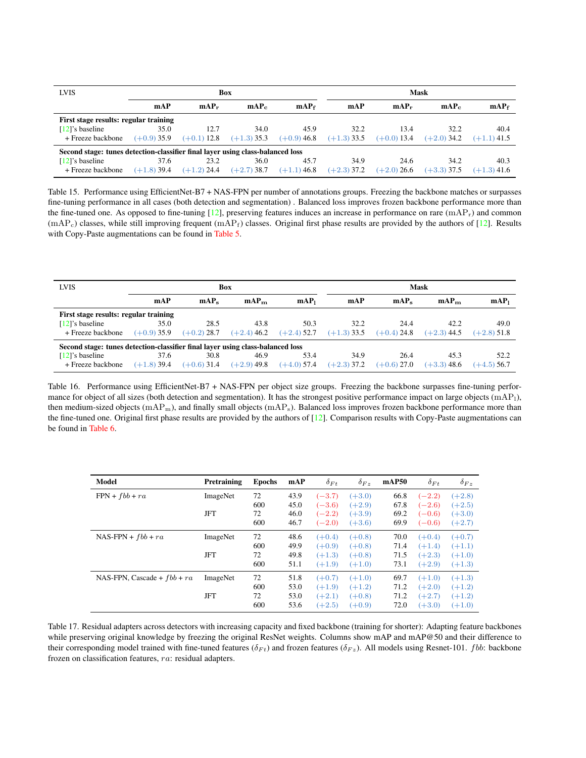| LVIS | Box | | | | Mask | | | |
|---|---|---|---|---|---|---|---|---|
| | mAP | $\mathrm{mAP_r}$ | $\mathrm{mAP_c}$ | $\mathrm{mAP_f}$ | mAP | $\mathrm{mAP_r}$ | $\mathrm{mAP_c}$ | $\mathrm{mAP_f}$ |
| **First stage results: regular training** | | | | | | | | |
| [12]'s baseline | 35.0 | 12.7 | 34.0 | 45.9 | 32.2 | 13.4 | 32.2 | 40.4 |
| + Freeze backbone | (+0.9) 35.9 | (+0.1) 12.8 | (+1.3) 35.3 | (+0.9) 46.8 | (+1.3) 33.5 | (+0.0) 13.4 | (+2.0) 34.2 | (+1.1) 41.5 |
| **Second stage: tunes detection-classifier final layer using class-balanced loss** | | | | | | | | |
| [12]'s baseline | 37.6 | 23.2 | 36.0 | 45.7 | 34.9 | 24.6 | 34.2 | 40.3 |
| + Freeze backbone | (+1.8) 39.4 | (+1.2) 24.4 | (+2.7) 38.7 | (+1.1) 46.8 | (+2.3) 37.2 | (+2.0) 26.6 | (+3.3) 37.5 | (+1.3) 41.6 |

Table 15. Performance using EfficientNet-B7 + NAS-FPN per number of annotations groups. Freezing the backbone matches or surpasses fine-tuning performance in all cases (both detection and segmentation) . Balanced loss improves frozen backbone performance more than the fine-tuned one. As opposed to fine-tuning [12], preserving features induces an increase in performance on rare ($\mathrm{mAP_r}$) and common ($\mathrm{mAP_c}$) classes, while still improving frequent ($\mathrm{mAP_f}$) classes. Original first phase results are provided by the authors of [12]. Results with Copy-Paste augmentations can be found in Table 5.

| LVIS | Box | | | | Mask | | | |
|---|---|---|---|---|---|---|---|---|
| | mAP | $\mathrm{mAP_s}$ | $\mathrm{mAP_m}$ | $\mathrm{mAP_l}$ | mAP | $\mathrm{mAP_s}$ | $\mathrm{mAP_m}$ | $\mathrm{mAP_l}$ |
| **First stage results: regular training** | | | | | | | | |
| [12]'s baseline | 35.0 | 28.5 | 43.8 | 50.3 | 32.2 | 24.4 | 42.2 | 49.0 |
| + Freeze backbone | (+0.9) 35.9 | (+0.2) 28.7 | (+2.4) 46.2 | (+2.4) 52.7 | (+1.3) 33.5 | (+0.4) 24.8 | (+2.3) 44.5 | (+2.8) 51.8 |
| **Second stage: tunes detection-classifier final layer using class-balanced loss** | | | | | | | | |
| [12]'s baseline | 37.6 | 30.8 | 46.9 | 53.4 | 34.9 | 26.4 | 45.3 | 52.2 |
| + Freeze backbone | (+1.8) 39.4 | (+0.6) 31.4 | (+2.9) 49.8 | (+4.0) 57.4 | (+2.3) 37.2 | (+0.6) 27.0 | (+3.3) 48.6 | (+4.5) 56.7 |

Table 16. Performance using EfficientNet-B7 + NAS-FPN per object size groups. Freezing the backbone surpasses fine-tuning performance for object of all sizes (both detection and segmentation). It has the strongest positive performance impact on large objects ($\mathrm{mAP_l}$), then medium-sized objects ($\mathrm{mAP_m}$), and finally small objects ($\mathrm{mAP_s}$). Balanced loss improves frozen backbone performance more than the fine-tuned one. Original first phase results are provided by the authors of [12]. Comparison results with Copy-Paste augmentations can be found in Table 6.

| Model | Pretraining | Epochs | mAP | $\delta_{Ft}$ | $\delta_{Fz}$ | mAP50 | $\delta_{Ft}$ | $\delta_{Fz}$ |
|---|---|---|---|---|---|---|---|---|
| FPN + $fbb$ + $ra$ | ImageNet | 72 | 43.9 | (−3.7) | (+3.0) | 66.8 | (−2.2) | (+2.8) |
| | | 600 | 45.0 | (−3.6) | (+2.9) | 67.8 | (−2.6) | (+2.5) |
| | JFT | 72 | 46.0 | (−2.2) | (+3.9) | 69.2 | (−0.6) | (+3.0) |
| | | 600 | 46.7 | (−2.0) | (+3.6) | 69.9 | (−0.6) | (+2.7) |
| NAS-FPN + $fbb$ + $ra$ | ImageNet | 72 | 48.6 | (+0.4) | (+0.8) | 70.0 | (+0.4) | (+0.7) |
| | | 600 | 49.9 | (+0.9) | (+0.8) | 71.4 | (+1.4) | (+1.1) |
| | JFT | 72 | 49.8 | (+1.3) | (+0.8) | 71.5 | (+2.3) | (+1.0) |
| | | 600 | 51.1 | (+1.9) | (+1.0) | 73.1 | (+2.9) | (+1.3) |
| NAS-FPN, Cascade + $fbb$ + $ra$ | ImageNet | 72 | 51.8 | (+0.7) | (+1.0) | 69.7 | (+1.0) | (+1.3) |
| | | 600 | 53.0 | (+1.9) | (+1.2) | 71.2 | (+2.0) | (+1.2) |
| | JFT | 72 | 53.0 | (+2.1) | (+0.8) | 71.2 | (+2.7) | (+1.2) |
| | | 600 | 53.6 | (+2.5) | (+0.9) | 72.0 | (+3.0) | (+1.0) |

Table 17. Residual adapters across detectors with increasing capacity and fixed backbone (training for shorter): Adapting feature backbones while preserving original knowledge by freezing the original ResNet weights. Columns show mAP and mAP@50 and their difference to their corresponding model trained with fine-tuned features ($\delta_{Ft}$) and frozen features ($\delta_{Fz}$). All models using Resnet-101. $fbb$: backbone frozen on classification features, $ra$: residual adapters.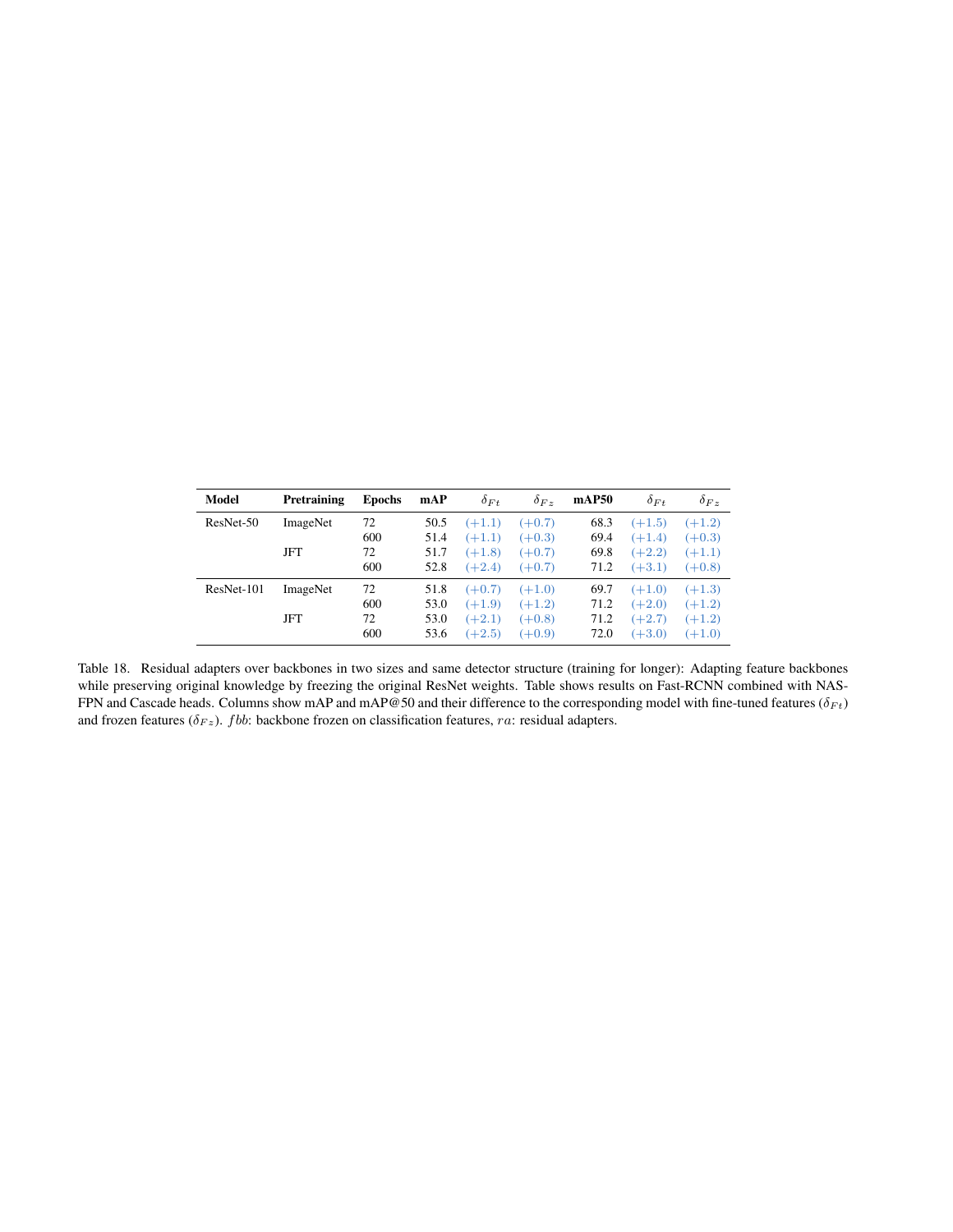| Model | Pretraining | Epochs | mAP | $\delta_{Ft}$ | $\delta_{Fz}$ | mAP50 | $\delta_{Ft}$ | $\delta_{Fz}$ |
|---|---|---|---|---|---|---|---|---|
| ResNet-50 | ImageNet | 72 | 50.5 | $(+1.1)$ | $(+0.7)$ | 68.3 | $(+1.5)$ | $(+1.2)$ |
| | | 600 | 51.4 | $(+1.1)$ | $(+0.3)$ | 69.4 | $(+1.4)$ | $(+0.3)$ |
| | JFT | 72 | 51.7 | $(+1.8)$ | $(+0.7)$ | 69.8 | $(+2.2)$ | $(+1.1)$ |
| | | 600 | 52.8 | $(+2.4)$ | $(+0.7)$ | 71.2 | $(+3.1)$ | $(+0.8)$ |
| ResNet-101 | ImageNet | 72 | 51.8 | $(+0.7)$ | $(+1.0)$ | 69.7 | $(+1.0)$ | $(+1.3)$ |
| | | 600 | 53.0 | $(+1.9)$ | $(+1.2)$ | 71.2 | $(+2.0)$ | $(+1.2)$ |
| | JFT | 72 | 53.0 | $(+2.1)$ | $(+0.8)$ | 71.2 | $(+2.7)$ | $(+1.2)$ |
| | | 600 | 53.6 | $(+2.5)$ | $(+0.9)$ | 72.0 | $(+3.0)$ | $(+1.0)$ |

Table 18. Residual adapters over backbones in two sizes and same detector structure (training for longer): Adapting feature backbones while preserving original knowledge by freezing the original ResNet weights. Table shows results on Fast-RCNN combined with NAS-FPN and Cascade heads. Columns show mAP and mAP@50 and their difference to the corresponding model with fine-tuned features ($\delta_{Ft}$) and frozen features ($\delta_{Fz}$). $fbb$: backbone frozen on classification features, $ra$: residual adapters.